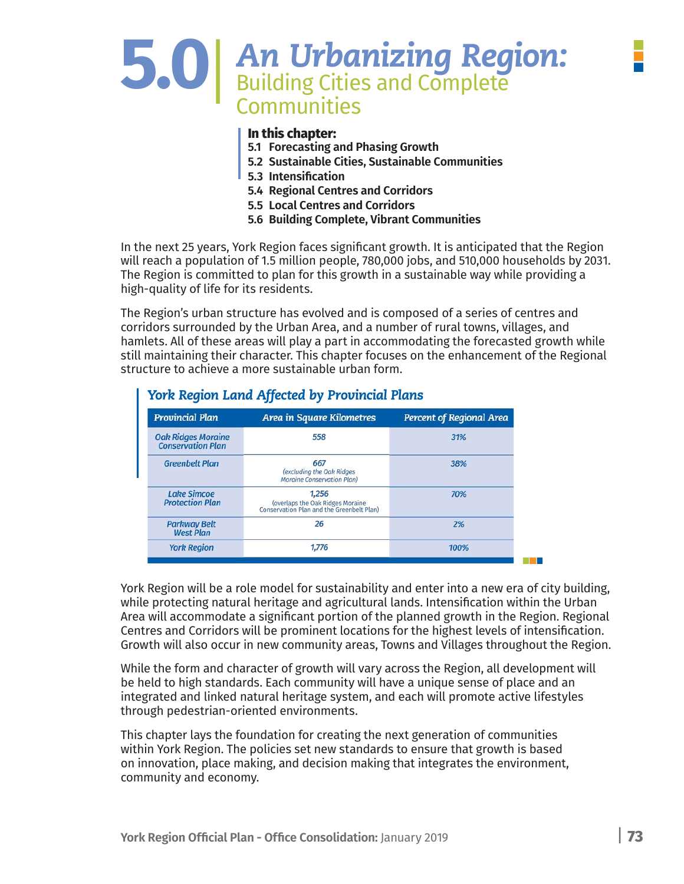# 5.0 An Urbanizing Region: Building Cities and Complete Communities

**In this chapter:**

**5.1 Forecasting and Phasing Growth**
**5.2 Sustainable Cities, Sustainable Communities**
**5.3 Intensification**
**5.4 Regional Centres and Corridors**
**5.5 Local Centres and Corridors**
**5.6 Building Complete, Vibrant Communities**

In the next 25 years, York Region faces significant growth. It is anticipated that the Region will reach a population of 1.5 million people, 780,000 jobs, and 510,000 households by 2031. The Region is committed to plan for this growth in a sustainable way while providing a high-quality of life for its residents.

The Region's urban structure has evolved and is composed of a series of centres and corridors surrounded by the Urban Area, and a number of rural towns, villages, and hamlets. All of these areas will play a part in accommodating the forecasted growth while still maintaining their character. This chapter focuses on the enhancement of the Regional structure to achieve a more sustainable urban form.

### *York Region Land Affected by Provincial Plans*

| Provincial Plan | Area in Square Kilometres | Percent of Regional Area |
|---|---|---|
| Oak Ridges Moraine Conservation Plan | 558 | 31% |
| Greenbelt Plan | 667 (excluding the Oak Ridges Moraine Conservation Plan) | 38% |
| Lake Simcoe Protection Plan | 1,256 (overlaps the Oak Ridges Moraine Conservation Plan and the Greenbelt Plan) | 70% |
| Parkway Belt West Plan | 26 | 2% |
| York Region | 1,776 | 100% |

York Region will be a role model for sustainability and enter into a new era of city building, while protecting natural heritage and agricultural lands. Intensification within the Urban Area will accommodate a significant portion of the planned growth in the Region. Regional Centres and Corridors will be prominent locations for the highest levels of intensification. Growth will also occur in new community areas, Towns and Villages throughout the Region.

While the form and character of growth will vary across the Region, all development will be held to high standards. Each community will have a unique sense of place and an integrated and linked natural heritage system, and each will promote active lifestyles through pedestrian-oriented environments.

This chapter lays the foundation for creating the next generation of communities within York Region. The policies set new standards to ensure that growth is based on innovation, place making, and decision making that integrates the environment, community and economy.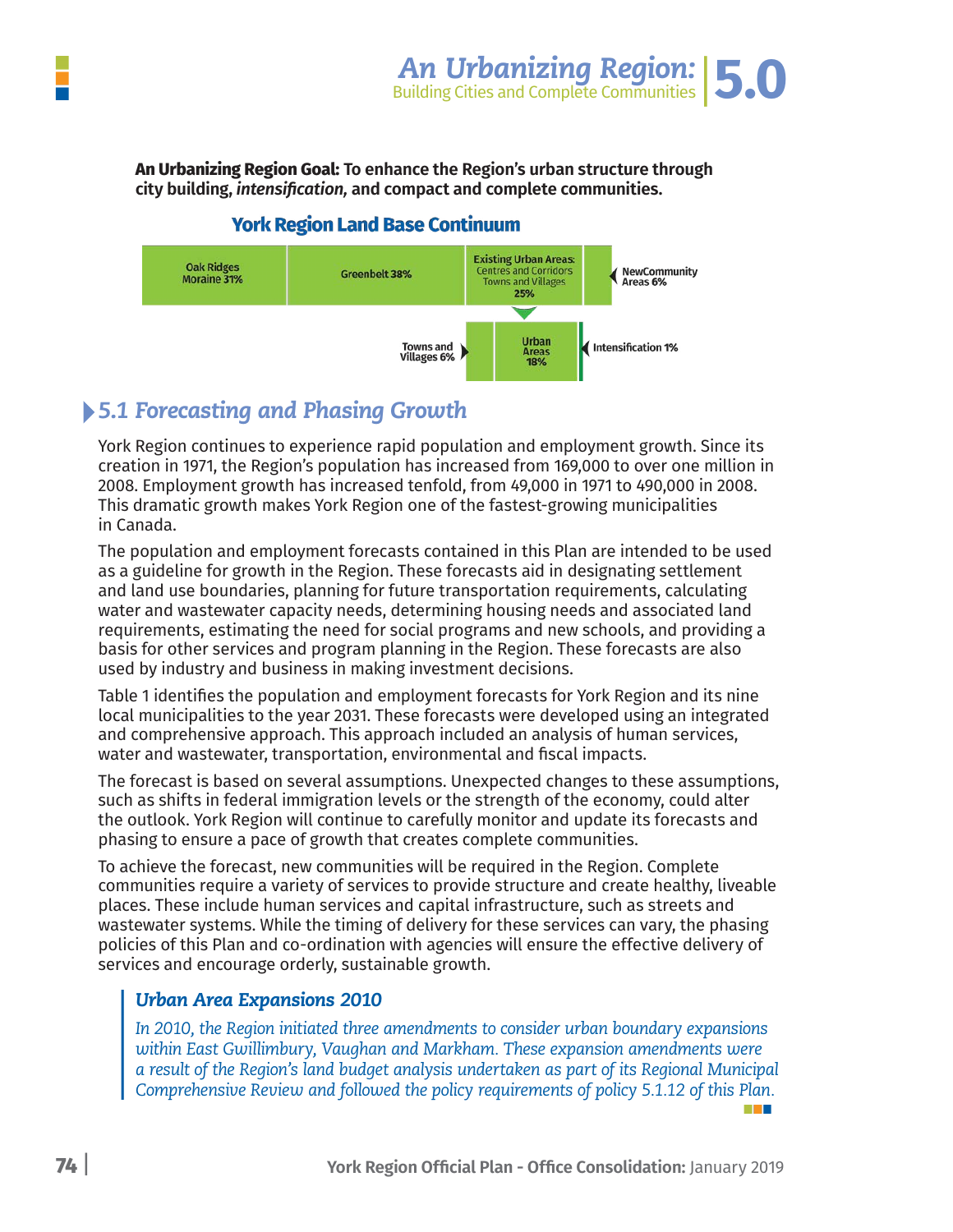**An Urbanizing Region Goal:** **To enhance the Region's urban structure through city building, *intensification,* and compact and complete communities.**

### York Region Land Base Continuum

| Oak Ridges Moraine 31% | Greenbelt 38% | Existing Urban Areas: Centres and Corridors Towns and Villages 25% | New Community Areas 6% |
|---|---|---|---|

| Towns and Villages 6% | Urban Areas 18% | Intensification 1% |
|---|---|---|

## 5.1 *Forecasting and Phasing Growth*

York Region continues to experience rapid population and employment growth. Since its creation in 1971, the Region's population has increased from 169,000 to over one million in 2008. Employment growth has increased tenfold, from 49,000 in 1971 to 490,000 in 2008. This dramatic growth makes York Region one of the fastest-growing municipalities in Canada.

The population and employment forecasts contained in this Plan are intended to be used as a guideline for growth in the Region. These forecasts aid in designating settlement and land use boundaries, planning for future transportation requirements, calculating water and wastewater capacity needs, determining housing needs and associated land requirements, estimating the need for social programs and new schools, and providing a basis for other services and program planning in the Region. These forecasts are also used by industry and business in making investment decisions.

Table 1 identifies the population and employment forecasts for York Region and its nine local municipalities to the year 2031. These forecasts were developed using an integrated and comprehensive approach. This approach included an analysis of human services, water and wastewater, transportation, environmental and fiscal impacts.

The forecast is based on several assumptions. Unexpected changes to these assumptions, such as shifts in federal immigration levels or the strength of the economy, could alter the outlook. York Region will continue to carefully monitor and update its forecasts and phasing to ensure a pace of growth that creates complete communities.

To achieve the forecast, new communities will be required in the Region. Complete communities require a variety of services to provide structure and create healthy, liveable places. These include human services and capital infrastructure, such as streets and wastewater systems. While the timing of delivery for these services can vary, the phasing policies of this Plan and co-ordination with agencies will ensure the effective delivery of services and encourage orderly, sustainable growth.

> ***Urban Area Expansions 2010***
>
> *In 2010, the Region initiated three amendments to consider urban boundary expansions within East Gwillimbury, Vaughan and Markham. These expansion amendments were a result of the Region's land budget analysis undertaken as part of its Regional Municipal Comprehensive Review and followed the policy requirements of policy 5.1.12 of this Plan.*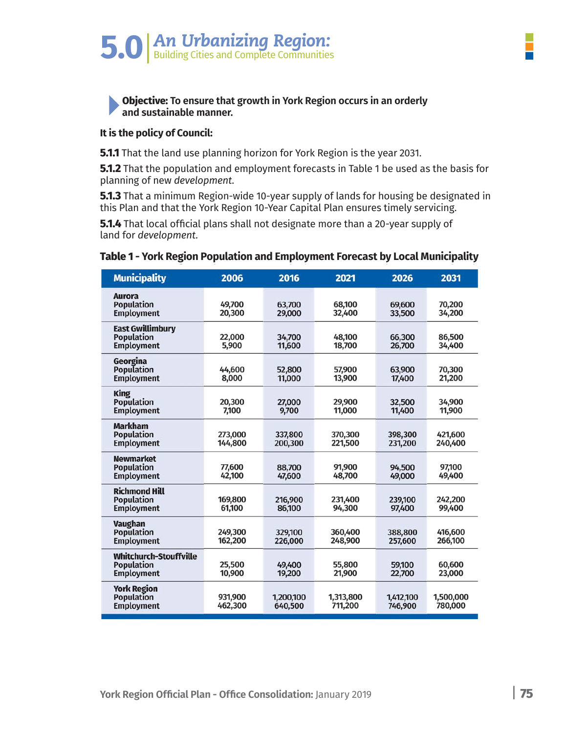# 5.0 An Urbanizing Region: Building Cities and Complete Communities

**Objective: To ensure that growth in York Region occurs in an orderly and sustainable manner.**

**It is the policy of Council:**

**5.1.1** That the land use planning horizon for York Region is the year 2031.

**5.1.2** That the population and employment forecasts in Table 1 be used as the basis for planning of new *development*.

**5.1.3** That a minimum Region-wide 10-year supply of lands for housing be designated in this Plan and that the York Region 10-Year Capital Plan ensures timely servicing.

**5.1.4** That local official plans shall not designate more than a 20-year supply of land for *development*.

**Table 1 - York Region Population and Employment Forecast by Local Municipality**

| Municipality | 2006 | 2016 | 2021 | 2026 | 2031 |
|---|---|---|---|---|---|
| **Aurora** | | | | | |
| Population | 49,700 | 63,700 | 68,100 | 69,600 | 70,200 |
| Employment | 20,300 | 29,000 | 32,400 | 33,500 | 34,200 |
| **East Gwillimbury** | | | | | |
| Population | 22,000 | 34,700 | 48,100 | 66,300 | 86,500 |
| Employment | 5,900 | 11,600 | 18,700 | 26,700 | 34,400 |
| **Georgina** | | | | | |
| Population | 44,600 | 52,800 | 57,900 | 63,900 | 70,300 |
| Employment | 8,000 | 11,000 | 13,900 | 17,400 | 21,200 |
| **King** | | | | | |
| Population | 20,300 | 27,000 | 29,900 | 32,500 | 34,900 |
| Employment | 7,100 | 9,700 | 11,000 | 11,400 | 11,900 |
| **Markham** | | | | | |
| Population | 273,000 | 337,800 | 370,300 | 398,300 | 421,600 |
| Employment | 144,800 | 200,300 | 221,500 | 231,200 | 240,400 |
| **Newmarket** | | | | | |
| Population | 77,600 | 88,700 | 91,900 | 94,500 | 97,100 |
| Employment | 42,100 | 47,600 | 48,700 | 49,000 | 49,400 |
| **Richmond Hill** | | | | | |
| Population | 169,800 | 216,900 | 231,400 | 239,100 | 242,200 |
| Employment | 61,100 | 86,100 | 94,300 | 97,400 | 99,400 |
| **Vaughan** | | | | | |
| Population | 249,300 | 329,100 | 360,400 | 388,800 | 416,600 |
| Employment | 162,200 | 226,000 | 248,900 | 257,600 | 266,100 |
| **Whitchurch-Stouffville** | | | | | |
| Population | 25,500 | 49,400 | 55,800 | 59,100 | 60,600 |
| Employment | 10,900 | 19,200 | 21,900 | 22,700 | 23,000 |
| **York Region** | | | | | |
| Population | 931,900 | 1,200,100 | 1,313,800 | 1,412,100 | 1,500,000 |
| Employment | 462,300 | 640,500 | 711,200 | 746,900 | 780,000 |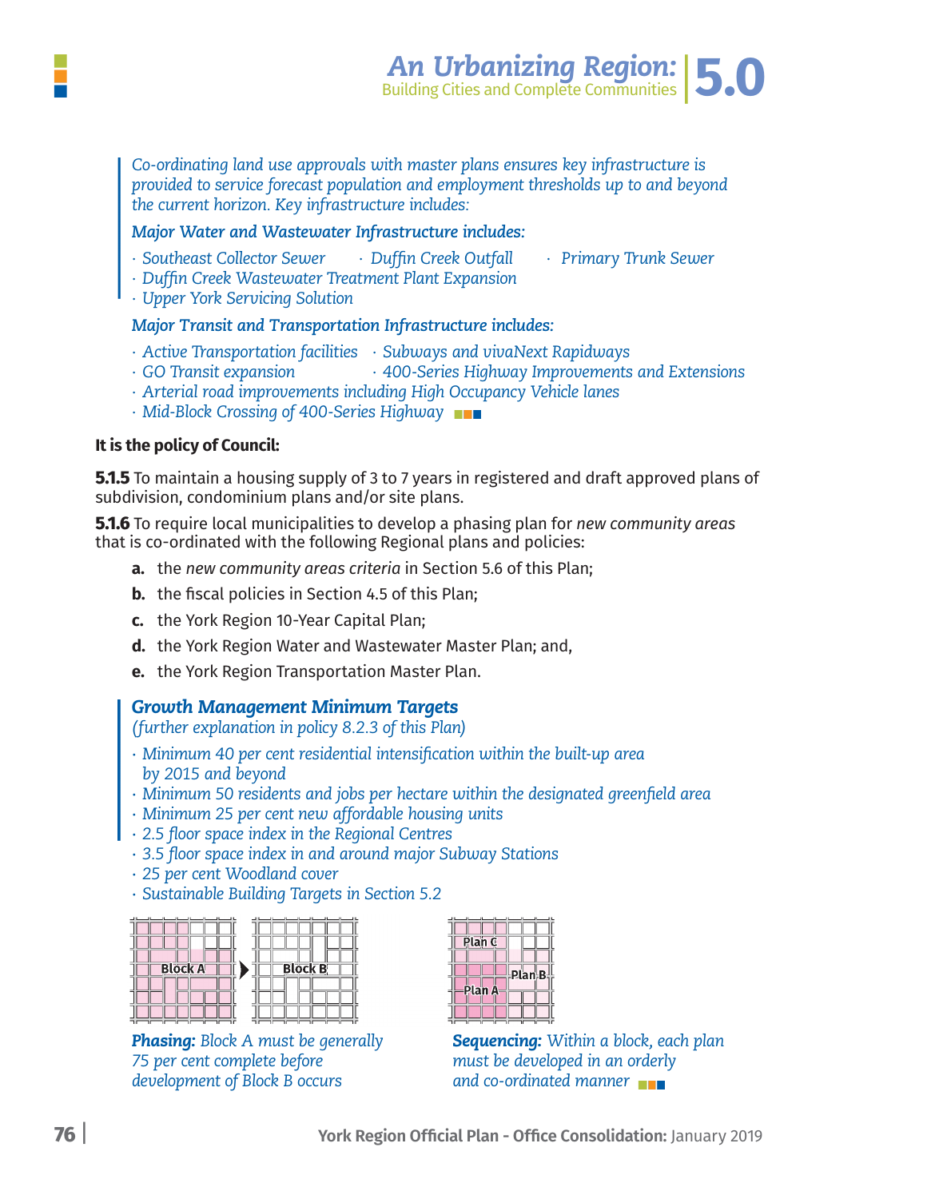*Co-ordinating land use approvals with master plans ensures key infrastructure is provided to service forecast population and employment thresholds up to and beyond the current horizon. Key infrastructure includes:*

***Major Water and Wastewater Infrastructure includes:***

- *Southeast Collector Sewer*
- *Duffin Creek Outfall*
- *Primary Trunk Sewer*
- *Duffin Creek Wastewater Treatment Plant Expansion*
- *Upper York Servicing Solution*

***Major Transit and Transportation Infrastructure includes:***

- *Active Transportation facilities*
- *Subways and vivaNext Rapidways*
- *GO Transit expansion*
- *400-Series Highway Improvements and Extensions*
- *Arterial road improvements including High Occupancy Vehicle lanes*
- *Mid-Block Crossing of 400-Series Highway*

**It is the policy of Council:**

**5.1.5** To maintain a housing supply of 3 to 7 years in registered and draft approved plans of subdivision, condominium plans and/or site plans.

**5.1.6** To require local municipalities to develop a phasing plan for *new community areas* that is co-ordinated with the following Regional plans and policies:

**a.** the *new community areas criteria* in Section 5.6 of this Plan;

**b.** the fiscal policies in Section 4.5 of this Plan;

**c.** the York Region 10-Year Capital Plan;

**d.** the York Region Water and Wastewater Master Plan; and,

**e.** the York Region Transportation Master Plan.

### *Growth Management Minimum Targets*

*(further explanation in policy 8.2.3 of this Plan)*

- *Minimum 40 per cent residential intensification within the built-up area by 2015 and beyond*
- *Minimum 50 residents and jobs per hectare within the designated greenfield area*
- *Minimum 25 per cent new affordable housing units*
- *2.5 floor space index in the Regional Centres*
- *3.5 floor space index in and around major Subway Stations*
- *25 per cent Woodland cover*
- *Sustainable Building Targets in Section 5.2*

Block A → Block B

***Phasing:*** *Block A must be generally 75 per cent complete before development of Block B occurs*

Plan C, Plan B, Plan A

***Sequencing:*** *Within a block, each plan must be developed in an orderly and co-ordinated manner*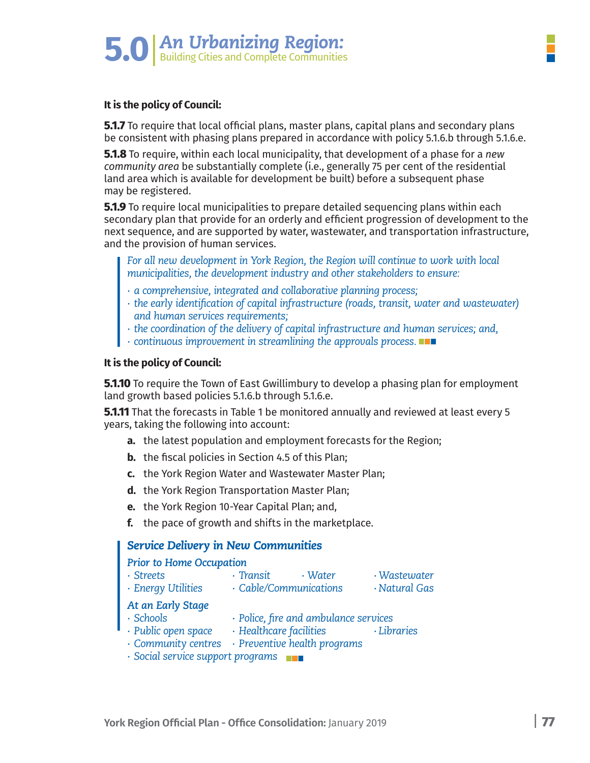# 5.0 An Urbanizing Region: Building Cities and Complete Communities

**It is the policy of Council:**

**5.1.7** To require that local official plans, master plans, capital plans and secondary plans be consistent with phasing plans prepared in accordance with policy 5.1.6.b through 5.1.6.e.

**5.1.8** To require, within each local municipality, that development of a phase for a *new community area* be substantially complete (i.e., generally 75 per cent of the residential land area which is available for development be built) before a subsequent phase may be registered.

**5.1.9** To require local municipalities to prepare detailed sequencing plans within each secondary plan that provide for an orderly and efficient progression of development to the next sequence, and are supported by water, wastewater, and transportation infrastructure, and the provision of human services.

> *For all new development in York Region, the Region will continue to work with local municipalities, the development industry and other stakeholders to ensure:*
>
> - *a comprehensive, integrated and collaborative planning process;*
> - *the early identification of capital infrastructure (roads, transit, water and wastewater) and human services requirements;*
> - *the coordination of the delivery of capital infrastructure and human services; and,*
> - *continuous improvement in streamlining the approvals process.*

**It is the policy of Council:**

**5.1.10** To require the Town of East Gwillimbury to develop a phasing plan for employment land growth based policies 5.1.6.b through 5.1.6.e.

**5.1.11** That the forecasts in Table 1 be monitored annually and reviewed at least every 5 years, taking the following into account:

- **a.** the latest population and employment forecasts for the Region;
- **b.** the fiscal policies in Section 4.5 of this Plan;
- **c.** the York Region Water and Wastewater Master Plan;
- **d.** the York Region Transportation Master Plan;
- **e.** the York Region 10-Year Capital Plan; and,
- **f.** the pace of growth and shifts in the marketplace.

> ***Service Delivery in New Communities***
>
> *Prior to Home Occupation*
>
> - *Streets*
> - *Transit*
> - *Water*
> - *Wastewater*
> - *Energy Utilities*
> - *Cable/Communications*
> - *Natural Gas*
>
> *At an Early Stage*
>
> - *Schools*
> - *Police, fire and ambulance services*
> - *Public open space*
> - *Healthcare facilities*
> - *Libraries*
> - *Community centres*
> - *Preventive health programs*
> - *Social service support programs*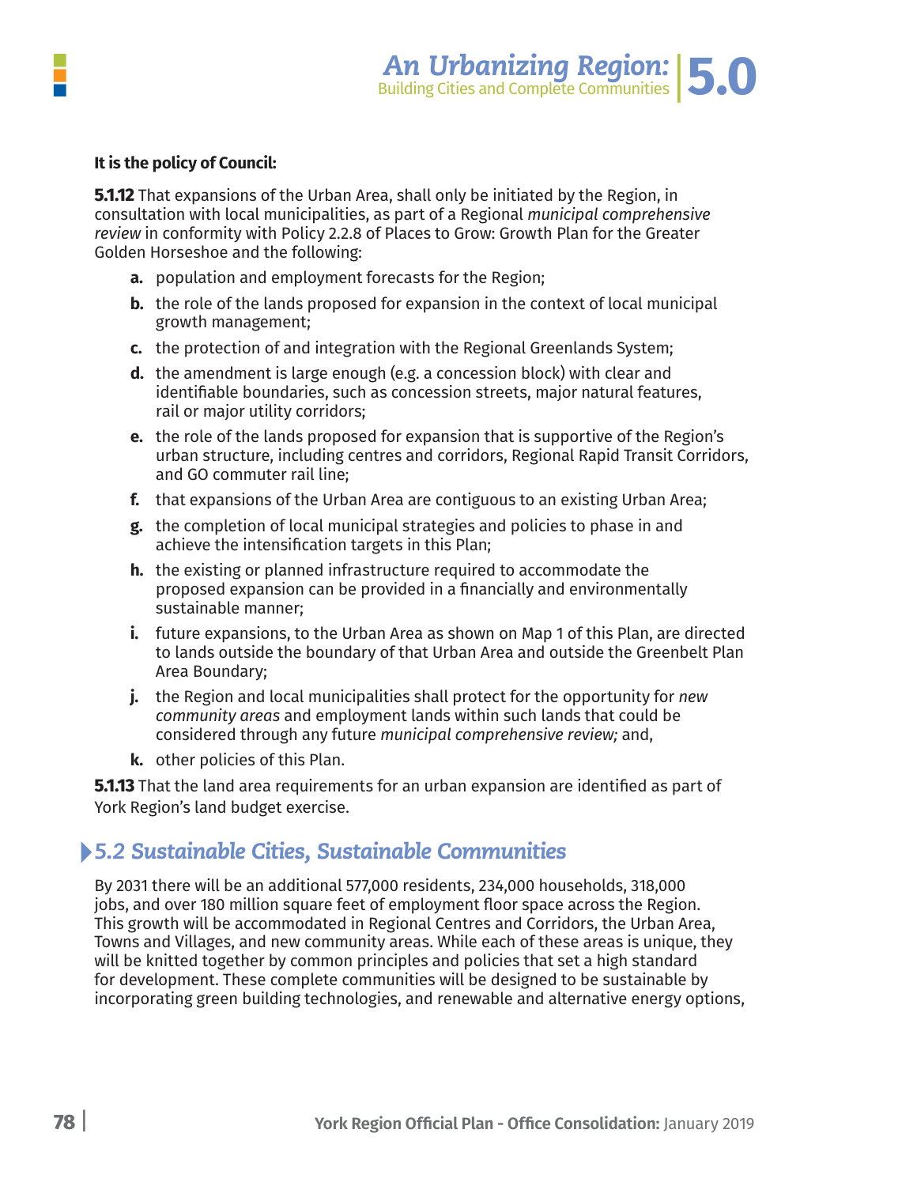**It is the policy of Council:**

**5.1.12** That expansions of the Urban Area, shall only be initiated by the Region, in consultation with local municipalities, as part of a Regional *municipal comprehensive review* in conformity with Policy 2.2.8 of Places to Grow: Growth Plan for the Greater Golden Horseshoe and the following:

- **a.** population and employment forecasts for the Region;
- **b.** the role of the lands proposed for expansion in the context of local municipal growth management;
- **c.** the protection of and integration with the Regional Greenlands System;
- **d.** the amendment is large enough (e.g. a concession block) with clear and identifiable boundaries, such as concession streets, major natural features, rail or major utility corridors;
- **e.** the role of the lands proposed for expansion that is supportive of the Region's urban structure, including centres and corridors, Regional Rapid Transit Corridors, and GO commuter rail line;
- **f.** that expansions of the Urban Area are contiguous to an existing Urban Area;
- **g.** the completion of local municipal strategies and policies to phase in and achieve the intensification targets in this Plan;
- **h.** the existing or planned infrastructure required to accommodate the proposed expansion can be provided in a financially and environmentally sustainable manner;
- **i.** future expansions, to the Urban Area as shown on Map 1 of this Plan, are directed to lands outside the boundary of that Urban Area and outside the Greenbelt Plan Area Boundary;
- **j.** the Region and local municipalities shall protect for the opportunity for *new community areas* and employment lands within such lands that could be considered through any future *municipal comprehensive review;* and,
- **k.** other policies of this Plan.

**5.1.13** That the land area requirements for an urban expansion are identified as part of York Region's land budget exercise.

## 5.2 Sustainable Cities, Sustainable Communities

By 2031 there will be an additional 577,000 residents, 234,000 households, 318,000 jobs, and over 180 million square feet of employment floor space across the Region. This growth will be accommodated in Regional Centres and Corridors, the Urban Area, Towns and Villages, and new community areas. While each of these areas is unique, they will be knitted together by common principles and policies that set a high standard for development. These complete communities will be designed to be sustainable by incorporating green building technologies, and renewable and alternative energy options,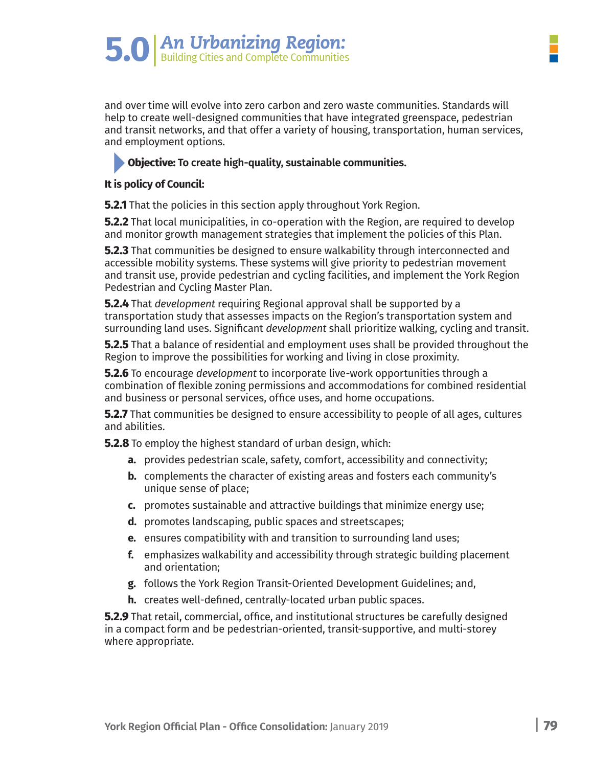and over time will evolve into zero carbon and zero waste communities. Standards will help to create well-designed communities that have integrated greenspace, pedestrian and transit networks, and that offer a variety of housing, transportation, human services, and employment options.

**Objective: To create high-quality, sustainable communities.**

**It is policy of Council:**

**5.2.1** That the policies in this section apply throughout York Region.

**5.2.2** That local municipalities, in co-operation with the Region, are required to develop and monitor growth management strategies that implement the policies of this Plan.

**5.2.3** That communities be designed to ensure walkability through interconnected and accessible mobility systems. These systems will give priority to pedestrian movement and transit use, provide pedestrian and cycling facilities, and implement the York Region Pedestrian and Cycling Master Plan.

**5.2.4** That *development* requiring Regional approval shall be supported by a transportation study that assesses impacts on the Region's transportation system and surrounding land uses. Significant *development* shall prioritize walking, cycling and transit.

**5.2.5** That a balance of residential and employment uses shall be provided throughout the Region to improve the possibilities for working and living in close proximity.

**5.2.6** To encourage *development* to incorporate live-work opportunities through a combination of flexible zoning permissions and accommodations for combined residential and business or personal services, office uses, and home occupations.

**5.2.7** That communities be designed to ensure accessibility to people of all ages, cultures and abilities.

**5.2.8** To employ the highest standard of urban design, which:

- **a.** provides pedestrian scale, safety, comfort, accessibility and connectivity;
- **b.** complements the character of existing areas and fosters each community's unique sense of place;
- **c.** promotes sustainable and attractive buildings that minimize energy use;
- **d.** promotes landscaping, public spaces and streetscapes;
- **e.** ensures compatibility with and transition to surrounding land uses;
- **f.** emphasizes walkability and accessibility through strategic building placement and orientation;
- **g.** follows the York Region Transit-Oriented Development Guidelines; and,
- **h.** creates well-defined, centrally-located urban public spaces.

**5.2.9** That retail, commercial, office, and institutional structures be carefully designed in a compact form and be pedestrian-oriented, transit-supportive, and multi-storey where appropriate.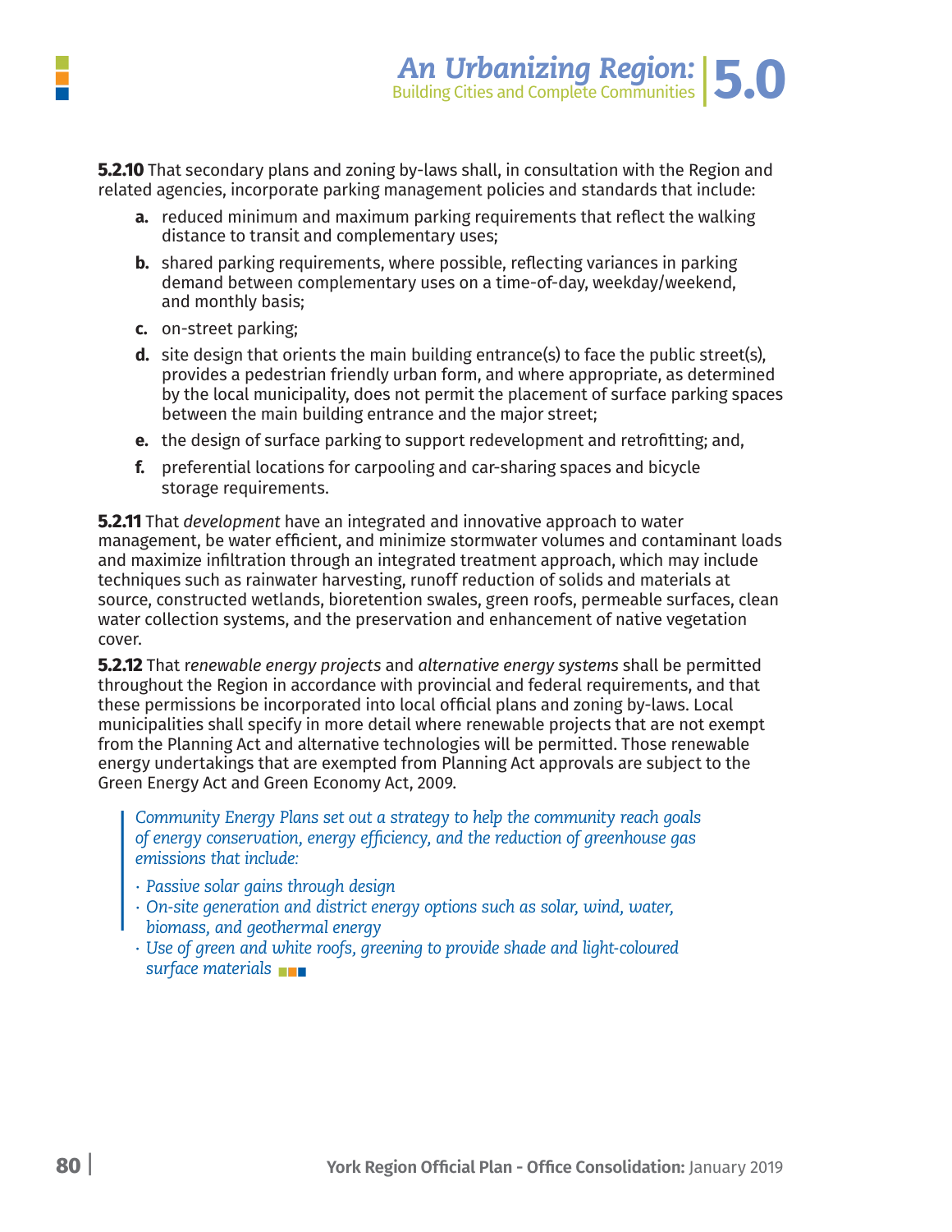**5.2.10** That secondary plans and zoning by-laws shall, in consultation with the Region and related agencies, incorporate parking management policies and standards that include:

- **a.** reduced minimum and maximum parking requirements that reflect the walking distance to transit and complementary uses;
- **b.** shared parking requirements, where possible, reflecting variances in parking demand between complementary uses on a time-of-day, weekday/weekend, and monthly basis;
- **c.** on-street parking;
- **d.** site design that orients the main building entrance(s) to face the public street(s), provides a pedestrian friendly urban form, and where appropriate, as determined by the local municipality, does not permit the placement of surface parking spaces between the main building entrance and the major street;
- **e.** the design of surface parking to support redevelopment and retrofitting; and,
- **f.** preferential locations for carpooling and car-sharing spaces and bicycle storage requirements.

**5.2.11** That *development* have an integrated and innovative approach to water management, be water efficient, and minimize stormwater volumes and contaminant loads and maximize infiltration through an integrated treatment approach, which may include techniques such as rainwater harvesting, runoff reduction of solids and materials at source, constructed wetlands, bioretention swales, green roofs, permeable surfaces, clean water collection systems, and the preservation and enhancement of native vegetation cover.

**5.2.12** That r*enewable energy projects* and *alternative energy systems* shall be permitted throughout the Region in accordance with provincial and federal requirements, and that these permissions be incorporated into local official plans and zoning by-laws. Local municipalities shall specify in more detail where renewable projects that are not exempt from the Planning Act and alternative technologies will be permitted. Those renewable energy undertakings that are exempted from Planning Act approvals are subject to the Green Energy Act and Green Economy Act, 2009.

> *Community Energy Plans set out a strategy to help the community reach goals of energy conservation, energy efficiency, and the reduction of greenhouse gas emissions that include:*
>
> - *Passive solar gains through design*
> - *On-site generation and district energy options such as solar, wind, water, biomass, and geothermal energy*
> - *Use of green and white roofs, greening to provide shade and light-coloured surface materials*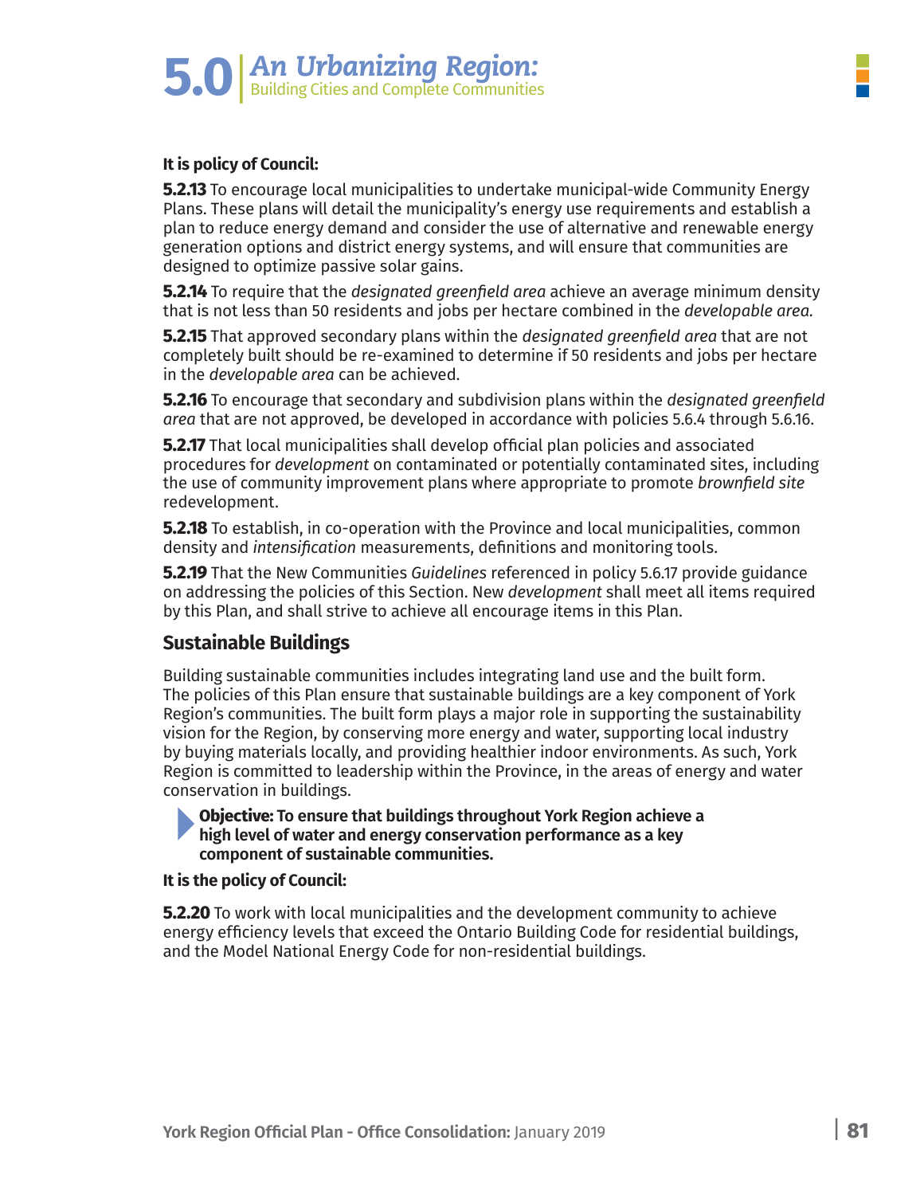**It is policy of Council:**

**5.2.13** To encourage local municipalities to undertake municipal-wide Community Energy Plans. These plans will detail the municipality's energy use requirements and establish a plan to reduce energy demand and consider the use of alternative and renewable energy generation options and district energy systems, and will ensure that communities are designed to optimize passive solar gains.

**5.2.14** To require that the *designated greenfield area* achieve an average minimum density that is not less than 50 residents and jobs per hectare combined in the *developable area*.

**5.2.15** That approved secondary plans within the *designated greenfield area* that are not completely built should be re-examined to determine if 50 residents and jobs per hectare in the *developable area* can be achieved.

**5.2.16** To encourage that secondary and subdivision plans within the *designated greenfield area* that are not approved, be developed in accordance with policies 5.6.4 through 5.6.16.

**5.2.17** That local municipalities shall develop official plan policies and associated procedures for *development* on contaminated or potentially contaminated sites, including the use of community improvement plans where appropriate to promote *brownfield site* redevelopment.

**5.2.18** To establish, in co-operation with the Province and local municipalities, common density and *intensification* measurements, definitions and monitoring tools.

**5.2.19** That the New Communities *Guidelines* referenced in policy 5.6.17 provide guidance on addressing the policies of this Section. New *development* shall meet all items required by this Plan, and shall strive to achieve all encourage items in this Plan.

## Sustainable Buildings

Building sustainable communities includes integrating land use and the built form. The policies of this Plan ensure that sustainable buildings are a key component of York Region's communities. The built form plays a major role in supporting the sustainability vision for the Region, by conserving more energy and water, supporting local industry by buying materials locally, and providing healthier indoor environments. As such, York Region is committed to leadership within the Province, in the areas of energy and water conservation in buildings.

**Objective: To ensure that buildings throughout York Region achieve a high level of water and energy conservation performance as a key component of sustainable communities.**

**It is the policy of Council:**

**5.2.20** To work with local municipalities and the development community to achieve energy efficiency levels that exceed the Ontario Building Code for residential buildings, and the Model National Energy Code for non-residential buildings.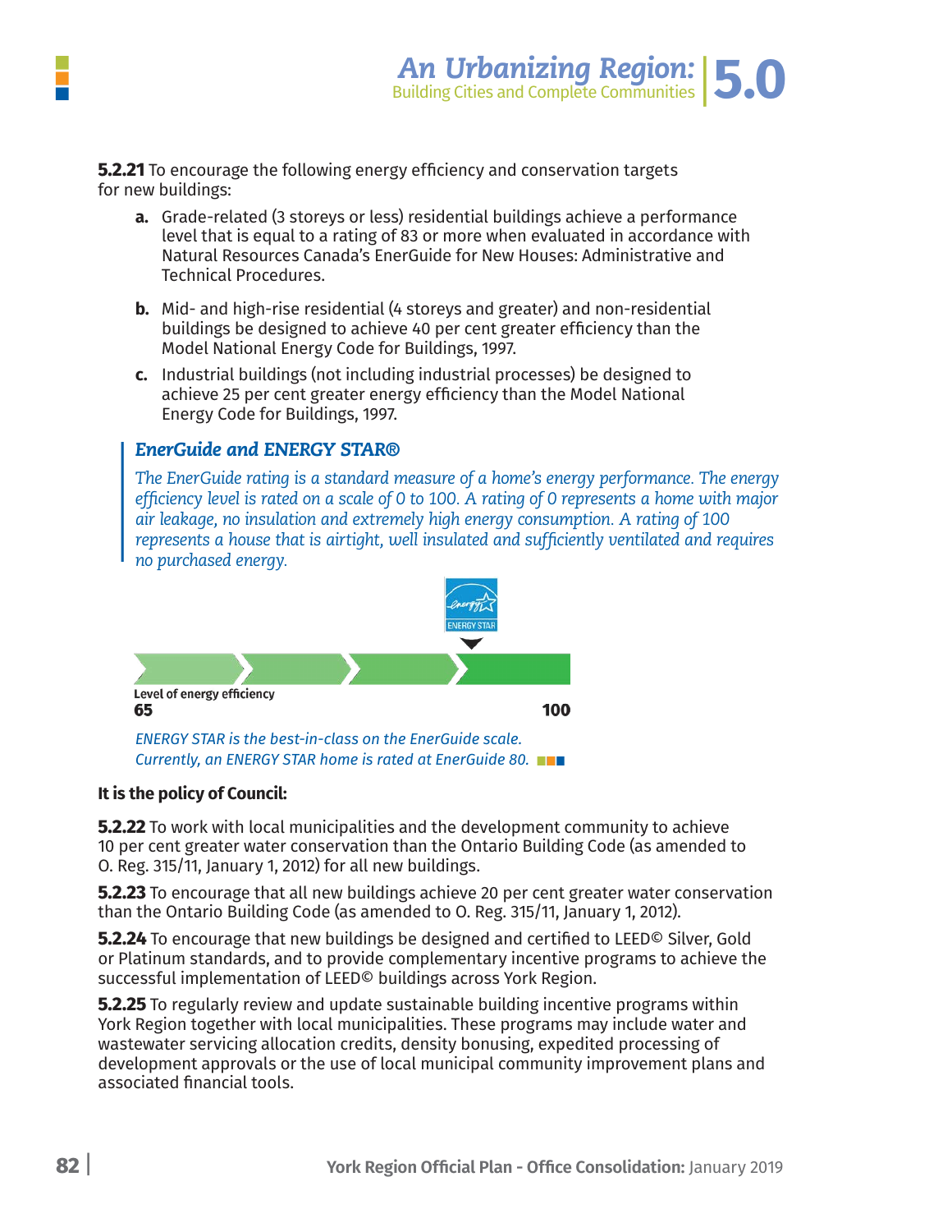**5.2.21** To encourage the following energy efficiency and conservation targets for new buildings:

a. Grade-related (3 storeys or less) residential buildings achieve a performance level that is equal to a rating of 83 or more when evaluated in accordance with Natural Resources Canada's EnerGuide for New Houses: Administrative and Technical Procedures.

b. Mid- and high-rise residential (4 storeys and greater) and non-residential buildings be designed to achieve 40 per cent greater efficiency than the Model National Energy Code for Buildings, 1997.

c. Industrial buildings (not including industrial processes) be designed to achieve 25 per cent greater energy efficiency than the Model National Energy Code for Buildings, 1997.

### *EnerGuide and ENERGY STAR®*

*The EnerGuide rating is a standard measure of a home's energy performance. The energy efficiency level is rated on a scale of 0 to 100. A rating of 0 represents a home with major air leakage, no insulation and extremely high energy consumption. A rating of 100 represents a house that is airtight, well insulated and sufficiently ventilated and requires no purchased energy.*

ENERGY STAR

Level of energy efficiency
65 — 100

*ENERGY STAR is the best-in-class on the EnerGuide scale. Currently, an ENERGY STAR home is rated at EnerGuide 80.*

**It is the policy of Council:**

**5.2.22** To work with local municipalities and the development community to achieve 10 per cent greater water conservation than the Ontario Building Code (as amended to O. Reg. 315/11, January 1, 2012) for all new buildings.

**5.2.23** To encourage that all new buildings achieve 20 per cent greater water conservation than the Ontario Building Code (as amended to O. Reg. 315/11, January 1, 2012).

**5.2.24** To encourage that new buildings be designed and certified to LEED© Silver, Gold or Platinum standards, and to provide complementary incentive programs to achieve the successful implementation of LEED© buildings across York Region.

**5.2.25** To regularly review and update sustainable building incentive programs within York Region together with local municipalities. These programs may include water and wastewater servicing allocation credits, density bonusing, expedited processing of development approvals or the use of local municipal community improvement plans and associated financial tools.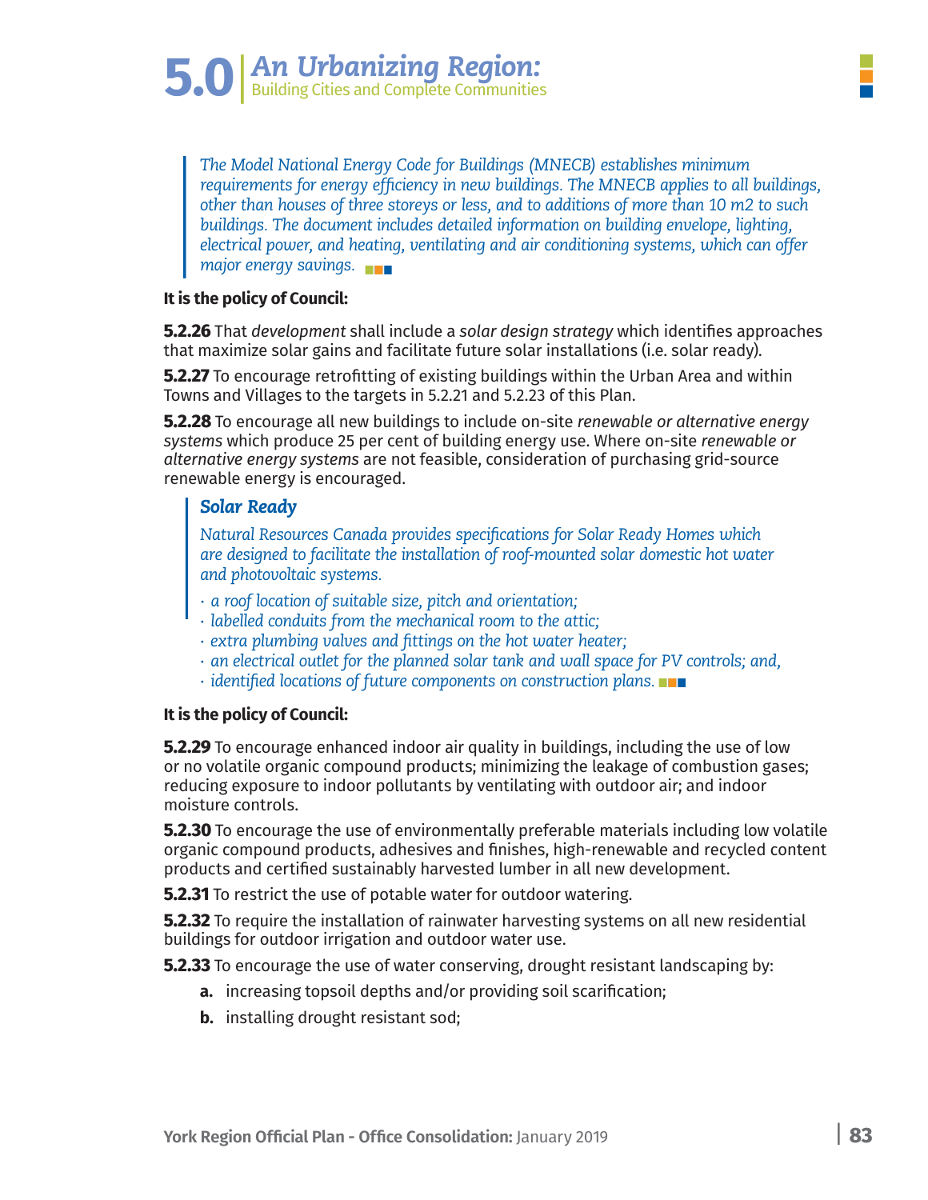*The Model National Energy Code for Buildings (MNECB) establishes minimum requirements for energy efficiency in new buildings. The MNECB applies to all buildings, other than houses of three storeys or less, and to additions of more than 10 m2 to such buildings. The document includes detailed information on building envelope, lighting, electrical power, and heating, ventilating and air conditioning systems, which can offer major energy savings.*

**It is the policy of Council:**

**5.2.26** That *development* shall include a *solar design strategy* which identifies approaches that maximize solar gains and facilitate future solar installations (i.e. solar ready).

**5.2.27** To encourage retrofitting of existing buildings within the Urban Area and within Towns and Villages to the targets in 5.2.21 and 5.2.23 of this Plan.

**5.2.28** To encourage all new buildings to include on-site *renewable or alternative energy systems* which produce 25 per cent of building energy use. Where on-site *renewable or alternative energy systems* are not feasible, consideration of purchasing grid-source renewable energy is encouraged.

***Solar Ready***

*Natural Resources Canada provides specifications for Solar Ready Homes which are designed to facilitate the installation of roof-mounted solar domestic hot water and photovoltaic systems.*

- *a roof location of suitable size, pitch and orientation;*
- *labelled conduits from the mechanical room to the attic;*
- *extra plumbing valves and fittings on the hot water heater;*
- *an electrical outlet for the planned solar tank and wall space for PV controls; and,*
- *identified locations of future components on construction plans.*

**It is the policy of Council:**

**5.2.29** To encourage enhanced indoor air quality in buildings, including the use of low or no volatile organic compound products; minimizing the leakage of combustion gases; reducing exposure to indoor pollutants by ventilating with outdoor air; and indoor moisture controls.

**5.2.30** To encourage the use of environmentally preferable materials including low volatile organic compound products, adhesives and finishes, high-renewable and recycled content products and certified sustainably harvested lumber in all new development.

**5.2.31** To restrict the use of potable water for outdoor watering.

**5.2.32** To require the installation of rainwater harvesting systems on all new residential buildings for outdoor irrigation and outdoor water use.

**5.2.33** To encourage the use of water conserving, drought resistant landscaping by:

**a.** increasing topsoil depths and/or providing soil scarification;

**b.** installing drought resistant sod;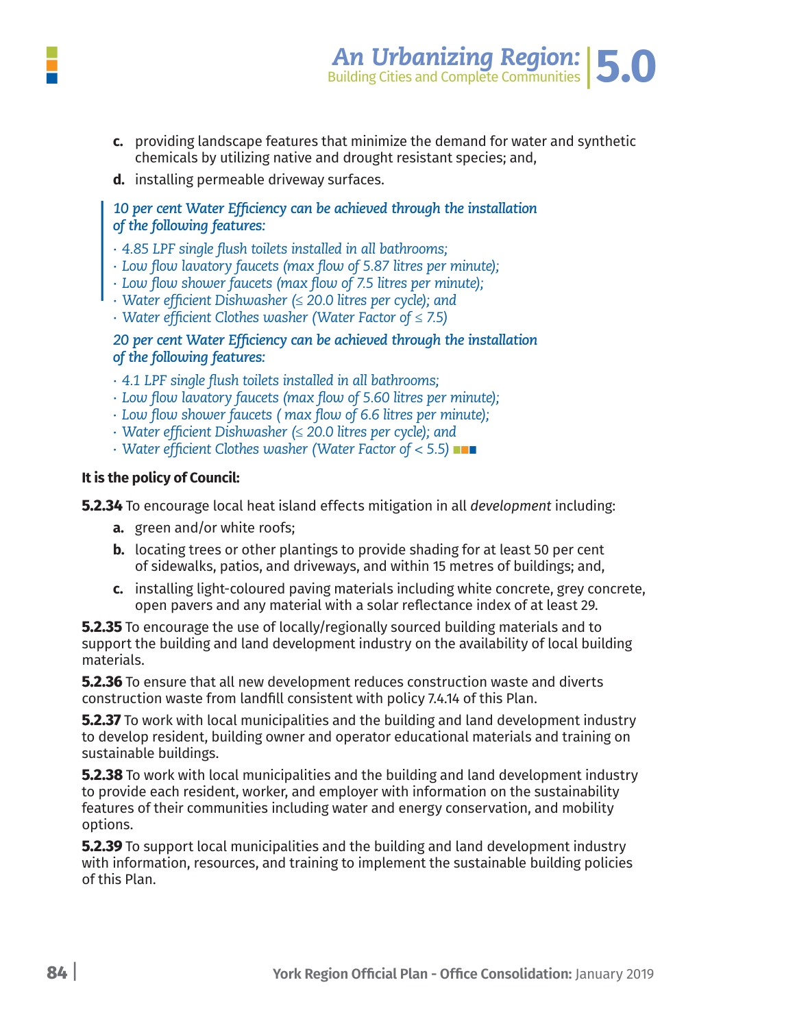c. providing landscape features that minimize the demand for water and synthetic chemicals by utilizing native and drought resistant species; and,

d. installing permeable driveway surfaces.

*10 per cent Water Efficiency can be achieved through the installation of the following features:*

- *4.85 LPF single flush toilets installed in all bathrooms;*
- *Low flow lavatory faucets (max flow of 5.87 litres per minute);*
- *Low flow shower faucets (max flow of 7.5 litres per minute);*
- *Water efficient Dishwasher (≤ 20.0 litres per cycle); and*
- *Water efficient Clothes washer (Water Factor of ≤ 7.5)*

*20 per cent Water Efficiency can be achieved through the installation of the following features:*

- *4.1 LPF single flush toilets installed in all bathrooms;*
- *Low flow lavatory faucets (max flow of 5.60 litres per minute);*
- *Low flow shower faucets ( max flow of 6.6 litres per minute);*
- *Water efficient Dishwasher (≤ 20.0 litres per cycle); and*
- *Water efficient Clothes washer (Water Factor of < 5.5)*

**It is the policy of Council:**

**5.2.34** To encourage local heat island effects mitigation in all *development* including:

a. green and/or white roofs;

b. locating trees or other plantings to provide shading for at least 50 per cent of sidewalks, patios, and driveways, and within 15 metres of buildings; and,

c. installing light-coloured paving materials including white concrete, grey concrete, open pavers and any material with a solar reflectance index of at least 29.

**5.2.35** To encourage the use of locally/regionally sourced building materials and to support the building and land development industry on the availability of local building materials.

**5.2.36** To ensure that all new development reduces construction waste and diverts construction waste from landfill consistent with policy 7.4.14 of this Plan.

**5.2.37** To work with local municipalities and the building and land development industry to develop resident, building owner and operator educational materials and training on sustainable buildings.

**5.2.38** To work with local municipalities and the building and land development industry to provide each resident, worker, and employer with information on the sustainability features of their communities including water and energy conservation, and mobility options.

**5.2.39** To support local municipalities and the building and land development industry with information, resources, and training to implement the sustainable building policies of this Plan.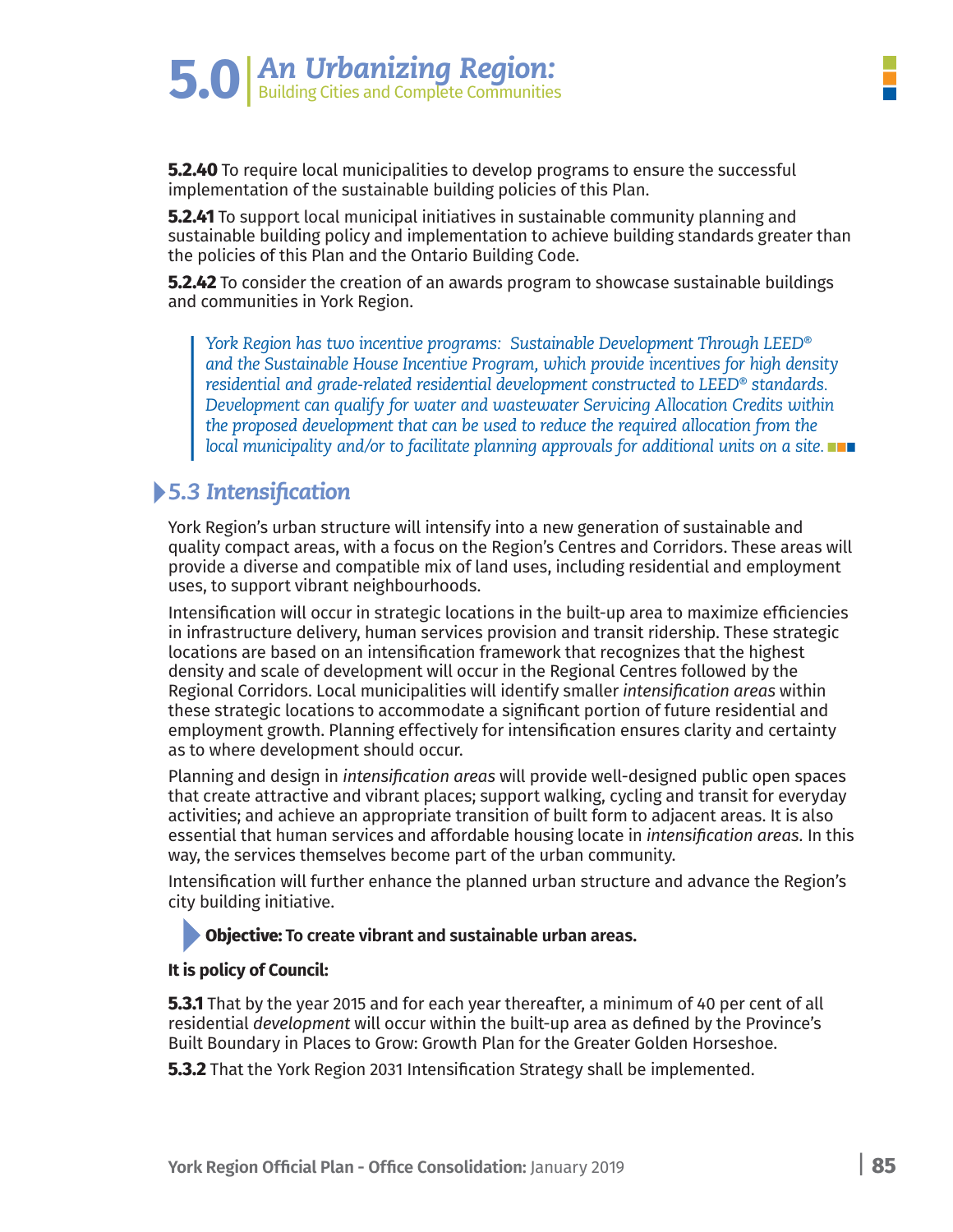**5.2.40** To require local municipalities to develop programs to ensure the successful implementation of the sustainable building policies of this Plan.

**5.2.41** To support local municipal initiatives in sustainable community planning and sustainable building policy and implementation to achieve building standards greater than the policies of this Plan and the Ontario Building Code.

**5.2.42** To consider the creation of an awards program to showcase sustainable buildings and communities in York Region.

> *York Region has two incentive programs: Sustainable Development Through LEED® and the Sustainable House Incentive Program, which provide incentives for high density residential and grade-related residential development constructed to LEED® standards. Development can qualify for water and wastewater Servicing Allocation Credits within the proposed development that can be used to reduce the required allocation from the local municipality and/or to facilitate planning approvals for additional units on a site.*

## 5.3 Intensification

York Region's urban structure will intensify into a new generation of sustainable and quality compact areas, with a focus on the Region's Centres and Corridors. These areas will provide a diverse and compatible mix of land uses, including residential and employment uses, to support vibrant neighbourhoods.

Intensification will occur in strategic locations in the built-up area to maximize efficiencies in infrastructure delivery, human services provision and transit ridership. These strategic locations are based on an intensification framework that recognizes that the highest density and scale of development will occur in the Regional Centres followed by the Regional Corridors. Local municipalities will identify smaller *intensification areas* within these strategic locations to accommodate a significant portion of future residential and employment growth. Planning effectively for intensification ensures clarity and certainty as to where development should occur.

Planning and design in *intensification areas* will provide well-designed public open spaces that create attractive and vibrant places; support walking, cycling and transit for everyday activities; and achieve an appropriate transition of built form to adjacent areas. It is also essential that human services and affordable housing locate in *intensification areas*. In this way, the services themselves become part of the urban community.

Intensification will further enhance the planned urban structure and advance the Region's city building initiative.

**Objective: To create vibrant and sustainable urban areas.**

**It is policy of Council:**

**5.3.1** That by the year 2015 and for each year thereafter, a minimum of 40 per cent of all residential *development* will occur within the built-up area as defined by the Province's Built Boundary in Places to Grow: Growth Plan for the Greater Golden Horseshoe.

**5.3.2** That the York Region 2031 Intensification Strategy shall be implemented.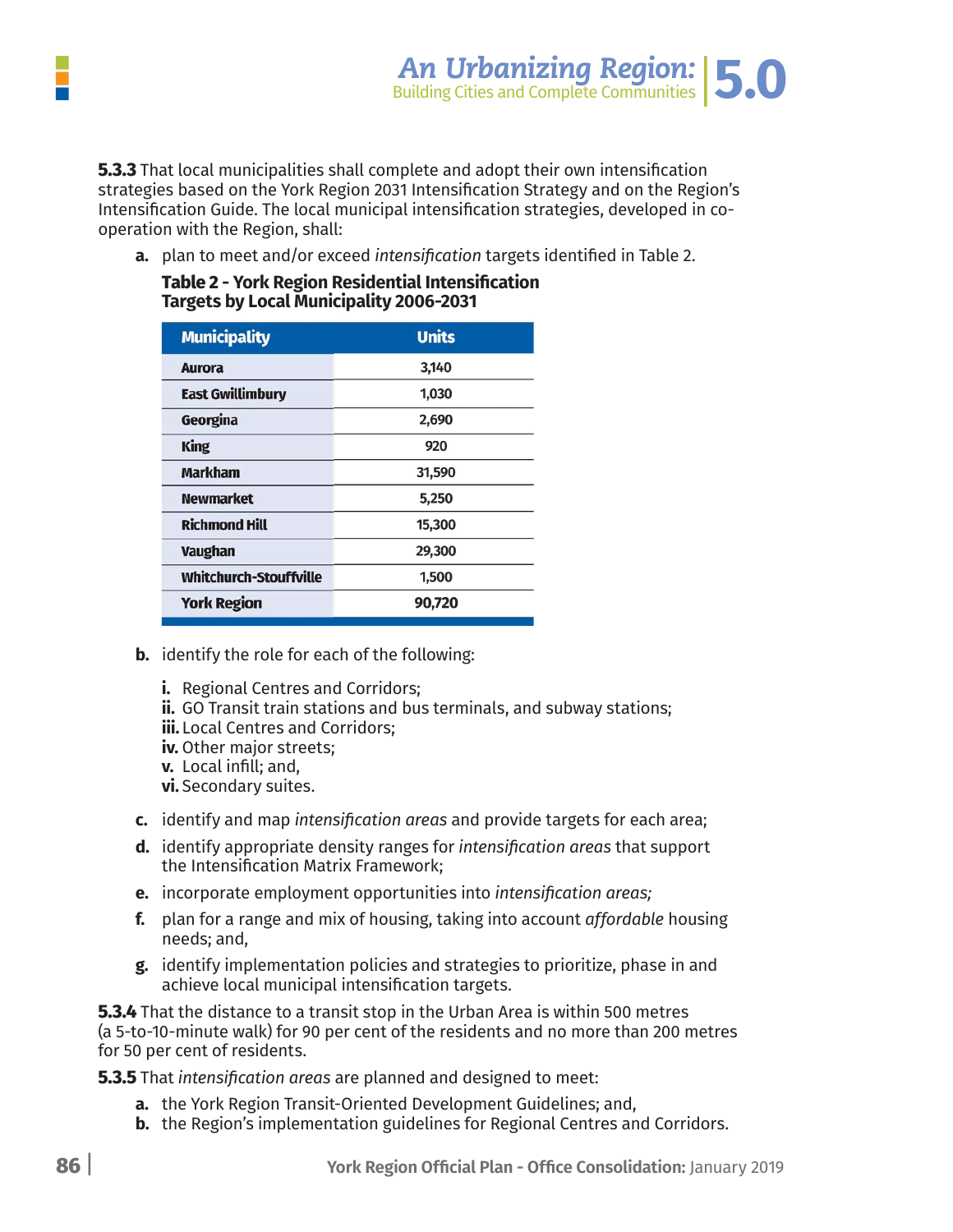**5.3.3** That local municipalities shall complete and adopt their own intensification strategies based on the York Region 2031 Intensification Strategy and on the Region's Intensification Guide. The local municipal intensification strategies, developed in co-operation with the Region, shall:

**a.** plan to meet and/or exceed *intensification* targets identified in Table 2.

**Table 2 - York Region Residential Intensification Targets by Local Municipality 2006-2031**

| Municipality | Units |
|---|---|
| Aurora | 3,140 |
| East Gwillimbury | 1,030 |
| Georgina | 2,690 |
| King | 920 |
| Markham | 31,590 |
| Newmarket | 5,250 |
| Richmond Hill | 15,300 |
| Vaughan | 29,300 |
| Whitchurch-Stouffville | 1,500 |
| **York Region** | **90,720** |

**b.** identify the role for each of the following:

**i.** Regional Centres and Corridors;
**ii.** GO Transit train stations and bus terminals, and subway stations;
**iii.** Local Centres and Corridors;
**iv.** Other major streets;
**v.** Local infill; and,
**vi.** Secondary suites.

**c.** identify and map *intensification areas* and provide targets for each area;

**d.** identify appropriate density ranges for *intensification areas* that support the Intensification Matrix Framework;

**e.** incorporate employment opportunities into *intensification areas;*

**f.** plan for a range and mix of housing, taking into account *affordable* housing needs; and,

**g.** identify implementation policies and strategies to prioritize, phase in and achieve local municipal intensification targets.

**5.3.4** That the distance to a transit stop in the Urban Area is within 500 metres (a 5-to-10-minute walk) for 90 per cent of the residents and no more than 200 metres for 50 per cent of residents.

**5.3.5** That *intensification areas* are planned and designed to meet:

**a.** the York Region Transit-Oriented Development Guidelines; and,

**b.** the Region's implementation guidelines for Regional Centres and Corridors.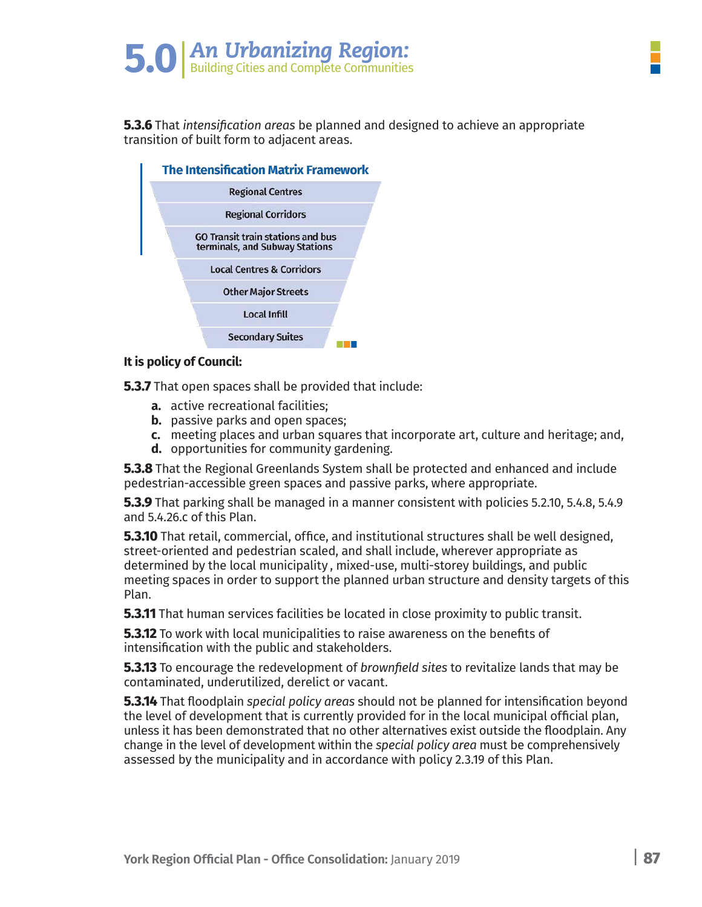**5.3.6** That *intensification areas* be planned and designed to achieve an appropriate transition of built form to adjacent areas.

**The Intensification Matrix Framework**

- Regional Centres
- Regional Corridors
- GO Transit train stations and bus terminals, and Subway Stations
- Local Centres & Corridors
- Other Major Streets
- Local Infill
- Secondary Suites

**It is policy of Council:**

**5.3.7** That open spaces shall be provided that include:

- **a.** active recreational facilities;
- **b.** passive parks and open spaces;
- **c.** meeting places and urban squares that incorporate art, culture and heritage; and,
- **d.** opportunities for community gardening.

**5.3.8** That the Regional Greenlands System shall be protected and enhanced and include pedestrian-accessible green spaces and passive parks, where appropriate.

**5.3.9** That parking shall be managed in a manner consistent with policies 5.2.10, 5.4.8, 5.4.9 and 5.4.26.c of this Plan.

**5.3.10** That retail, commercial, office, and institutional structures shall be well designed, street-oriented and pedestrian scaled, and shall include, wherever appropriate as determined by the local municipality , mixed-use, multi-storey buildings, and public meeting spaces in order to support the planned urban structure and density targets of this Plan.

**5.3.11** That human services facilities be located in close proximity to public transit.

**5.3.12** To work with local municipalities to raise awareness on the benefits of intensification with the public and stakeholders.

**5.3.13** To encourage the redevelopment of *brownfield sites* to revitalize lands that may be contaminated, underutilized, derelict or vacant.

**5.3.14** That floodplain *special policy areas* should not be planned for intensification beyond the level of development that is currently provided for in the local municipal official plan, unless it has been demonstrated that no other alternatives exist outside the floodplain. Any change in the level of development within the *special policy area* must be comprehensively assessed by the municipality and in accordance with policy 2.3.19 of this Plan.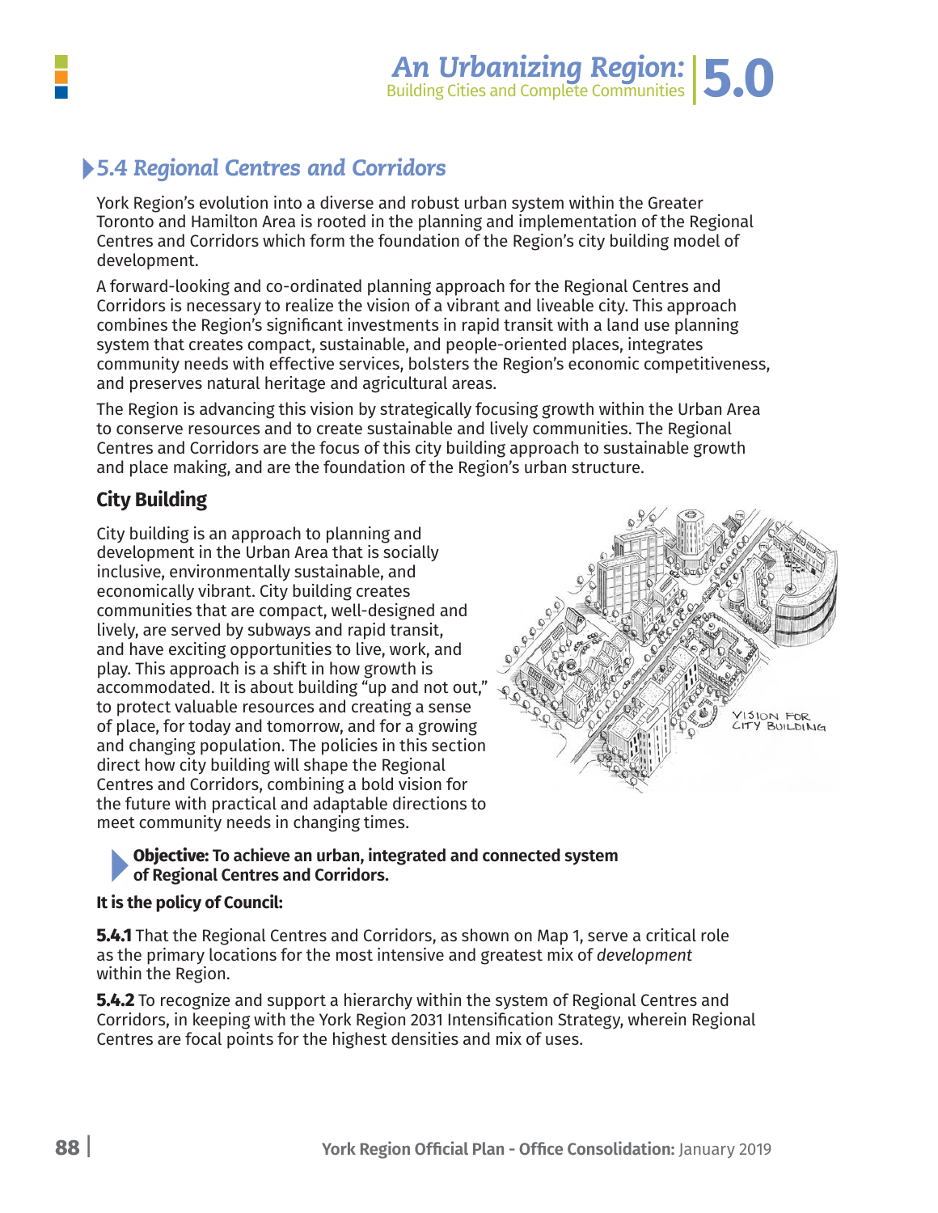## 5.4 Regional Centres and Corridors

York Region's evolution into a diverse and robust urban system within the Greater Toronto and Hamilton Area is rooted in the planning and implementation of the Regional Centres and Corridors which form the foundation of the Region's city building model of development.

A forward-looking and co-ordinated planning approach for the Regional Centres and Corridors is necessary to realize the vision of a vibrant and liveable city. This approach combines the Region's significant investments in rapid transit with a land use planning system that creates compact, sustainable, and people-oriented places, integrates community needs with effective services, bolsters the Region's economic competitiveness, and preserves natural heritage and agricultural areas.

The Region is advancing this vision by strategically focusing growth within the Urban Area to conserve resources and to create sustainable and lively communities. The Regional Centres and Corridors are the focus of this city building approach to sustainable growth and place making, and are the foundation of the Region's urban structure.

### City Building

City building is an approach to planning and development in the Urban Area that is socially inclusive, environmentally sustainable, and economically vibrant. City building creates communities that are compact, well-designed and lively, are served by subways and rapid transit, and have exciting opportunities to live, work, and play. This approach is a shift in how growth is accommodated. It is about building "up and not out," to protect valuable resources and creating a sense of place, for today and tomorrow, and for a growing and changing population. The policies in this section direct how city building will shape the Regional Centres and Corridors, combining a bold vision for the future with practical and adaptable directions to meet community needs in changing times.

VISION FOR CITY BUILDING

**Objective: To achieve an urban, integrated and connected system of Regional Centres and Corridors.**

**It is the policy of Council:**

**5.4.1** That the Regional Centres and Corridors, as shown on Map 1, serve a critical role as the primary locations for the most intensive and greatest mix of *development* within the Region.

**5.4.2** To recognize and support a hierarchy within the system of Regional Centres and Corridors, in keeping with the York Region 2031 Intensification Strategy, wherein Regional Centres are focal points for the highest densities and mix of uses.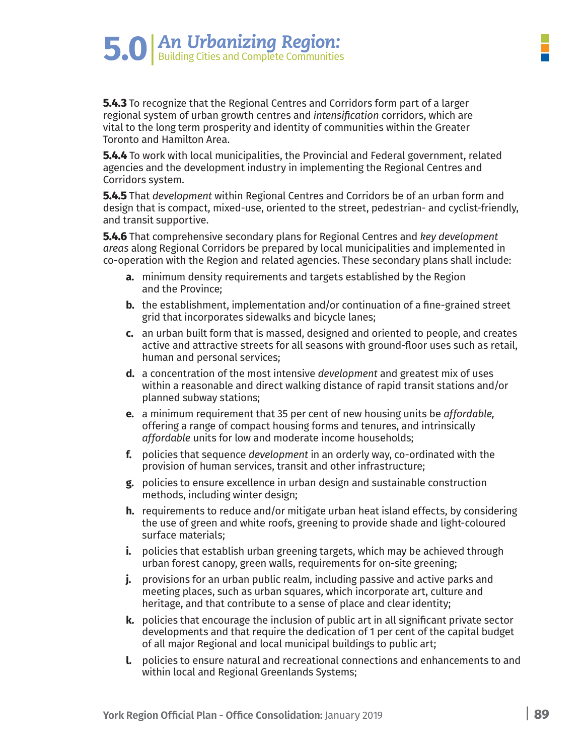**5.4.3** To recognize that the Regional Centres and Corridors form part of a larger regional system of urban growth centres and *intensification* corridors, which are vital to the long term prosperity and identity of communities within the Greater Toronto and Hamilton Area.

**5.4.4** To work with local municipalities, the Provincial and Federal government, related agencies and the development industry in implementing the Regional Centres and Corridors system.

**5.4.5** That *development* within Regional Centres and Corridors be of an urban form and design that is compact, mixed-use, oriented to the street, pedestrian- and cyclist-friendly, and transit supportive.

**5.4.6** That comprehensive secondary plans for Regional Centres and *key development areas* along Regional Corridors be prepared by local municipalities and implemented in co-operation with the Region and related agencies. These secondary plans shall include:

- **a.** minimum density requirements and targets established by the Region and the Province;
- **b.** the establishment, implementation and/or continuation of a fine-grained street grid that incorporates sidewalks and bicycle lanes;
- **c.** an urban built form that is massed, designed and oriented to people, and creates active and attractive streets for all seasons with ground-floor uses such as retail, human and personal services;
- **d.** a concentration of the most intensive *development* and greatest mix of uses within a reasonable and direct walking distance of rapid transit stations and/or planned subway stations;
- **e.** a minimum requirement that 35 per cent of new housing units be *affordable,* offering a range of compact housing forms and tenures, and intrinsically *affordable* units for low and moderate income households;
- **f.** policies that sequence *development* in an orderly way, co-ordinated with the provision of human services, transit and other infrastructure;
- **g.** policies to ensure excellence in urban design and sustainable construction methods, including winter design;
- **h.** requirements to reduce and/or mitigate urban heat island effects, by considering the use of green and white roofs, greening to provide shade and light-coloured surface materials;
- **i.** policies that establish urban greening targets, which may be achieved through urban forest canopy, green walls, requirements for on-site greening;
- **j.** provisions for an urban public realm, including passive and active parks and meeting places, such as urban squares, which incorporate art, culture and heritage, and that contribute to a sense of place and clear identity;
- **k.** policies that encourage the inclusion of public art in all significant private sector developments and that require the dedication of 1 per cent of the capital budget of all major Regional and local municipal buildings to public art;
- **l.** policies to ensure natural and recreational connections and enhancements to and within local and Regional Greenlands Systems;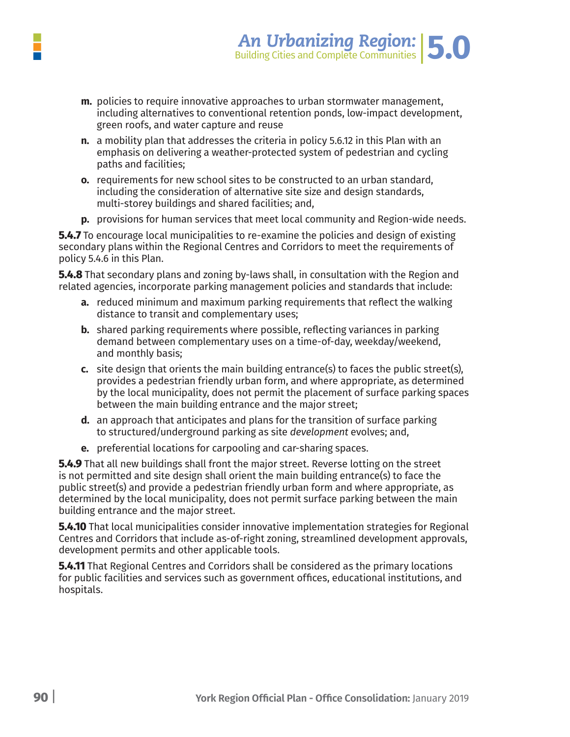m. policies to require innovative approaches to urban stormwater management, including alternatives to conventional retention ponds, low-impact development, green roofs, and water capture and reuse

n. a mobility plan that addresses the criteria in policy 5.6.12 in this Plan with an emphasis on delivering a weather-protected system of pedestrian and cycling paths and facilities;

o. requirements for new school sites to be constructed to an urban standard, including the consideration of alternative site size and design standards, multi-storey buildings and shared facilities; and,

p. provisions for human services that meet local community and Region-wide needs.

**5.4.7** To encourage local municipalities to re-examine the policies and design of existing secondary plans within the Regional Centres and Corridors to meet the requirements of policy 5.4.6 in this Plan.

**5.4.8** That secondary plans and zoning by-laws shall, in consultation with the Region and related agencies, incorporate parking management policies and standards that include:

a. reduced minimum and maximum parking requirements that reflect the walking distance to transit and complementary uses;

b. shared parking requirements where possible, reflecting variances in parking demand between complementary uses on a time-of-day, weekday/weekend, and monthly basis;

c. site design that orients the main building entrance(s) to faces the public street(s), provides a pedestrian friendly urban form, and where appropriate, as determined by the local municipality, does not permit the placement of surface parking spaces between the main building entrance and the major street;

d. an approach that anticipates and plans for the transition of surface parking to structured/underground parking as site *development* evolves; and,

e. preferential locations for carpooling and car-sharing spaces.

**5.4.9** That all new buildings shall front the major street. Reverse lotting on the street is not permitted and site design shall orient the main building entrance(s) to face the public street(s) and provide a pedestrian friendly urban form and where appropriate, as determined by the local municipality, does not permit surface parking between the main building entrance and the major street.

**5.4.10** That local municipalities consider innovative implementation strategies for Regional Centres and Corridors that include as-of-right zoning, streamlined development approvals, development permits and other applicable tools.

**5.4.11** That Regional Centres and Corridors shall be considered as the primary locations for public facilities and services such as government offices, educational institutions, and hospitals.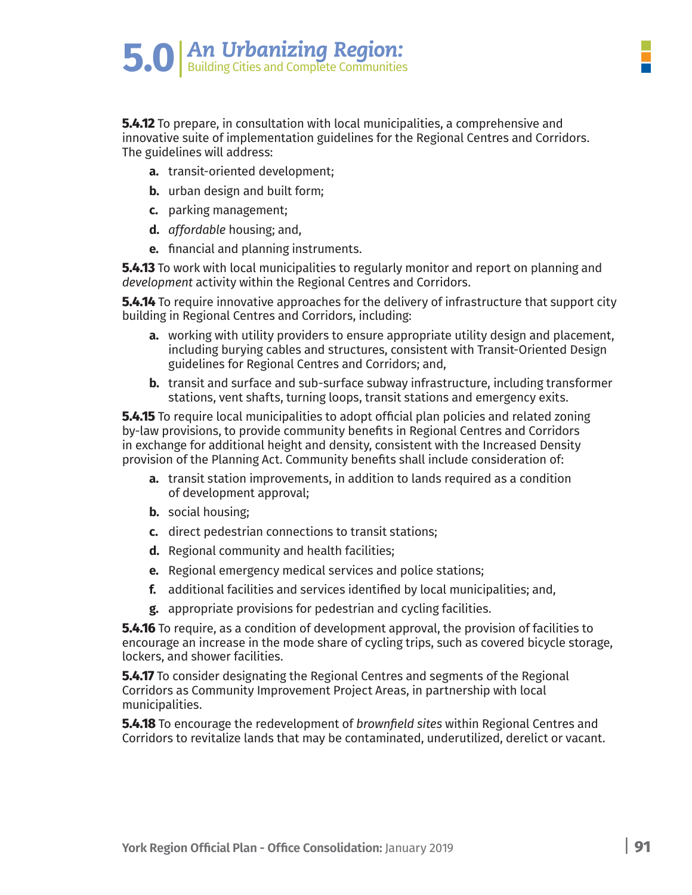**5.4.12** To prepare, in consultation with local municipalities, a comprehensive and innovative suite of implementation guidelines for the Regional Centres and Corridors. The guidelines will address:

- **a.** transit-oriented development;
- **b.** urban design and built form;
- **c.** parking management;
- **d.** *affordable* housing; and,
- **e.** financial and planning instruments.

**5.4.13** To work with local municipalities to regularly monitor and report on planning and *development* activity within the Regional Centres and Corridors.

**5.4.14** To require innovative approaches for the delivery of infrastructure that support city building in Regional Centres and Corridors, including:

- **a.** working with utility providers to ensure appropriate utility design and placement, including burying cables and structures, consistent with Transit-Oriented Design guidelines for Regional Centres and Corridors; and,
- **b.** transit and surface and sub-surface subway infrastructure, including transformer stations, vent shafts, turning loops, transit stations and emergency exits.

**5.4.15** To require local municipalities to adopt official plan policies and related zoning by-law provisions, to provide community benefits in Regional Centres and Corridors in exchange for additional height and density, consistent with the Increased Density provision of the Planning Act. Community benefits shall include consideration of:

- **a.** transit station improvements, in addition to lands required as a condition of development approval;
- **b.** social housing;
- **c.** direct pedestrian connections to transit stations;
- **d.** Regional community and health facilities;
- **e.** Regional emergency medical services and police stations;
- **f.** additional facilities and services identified by local municipalities; and,
- **g.** appropriate provisions for pedestrian and cycling facilities.

**5.4.16** To require, as a condition of development approval, the provision of facilities to encourage an increase in the mode share of cycling trips, such as covered bicycle storage, lockers, and shower facilities.

**5.4.17** To consider designating the Regional Centres and segments of the Regional Corridors as Community Improvement Project Areas, in partnership with local municipalities.

**5.4.18** To encourage the redevelopment of *brownfield sites* within Regional Centres and Corridors to revitalize lands that may be contaminated, underutilized, derelict or vacant.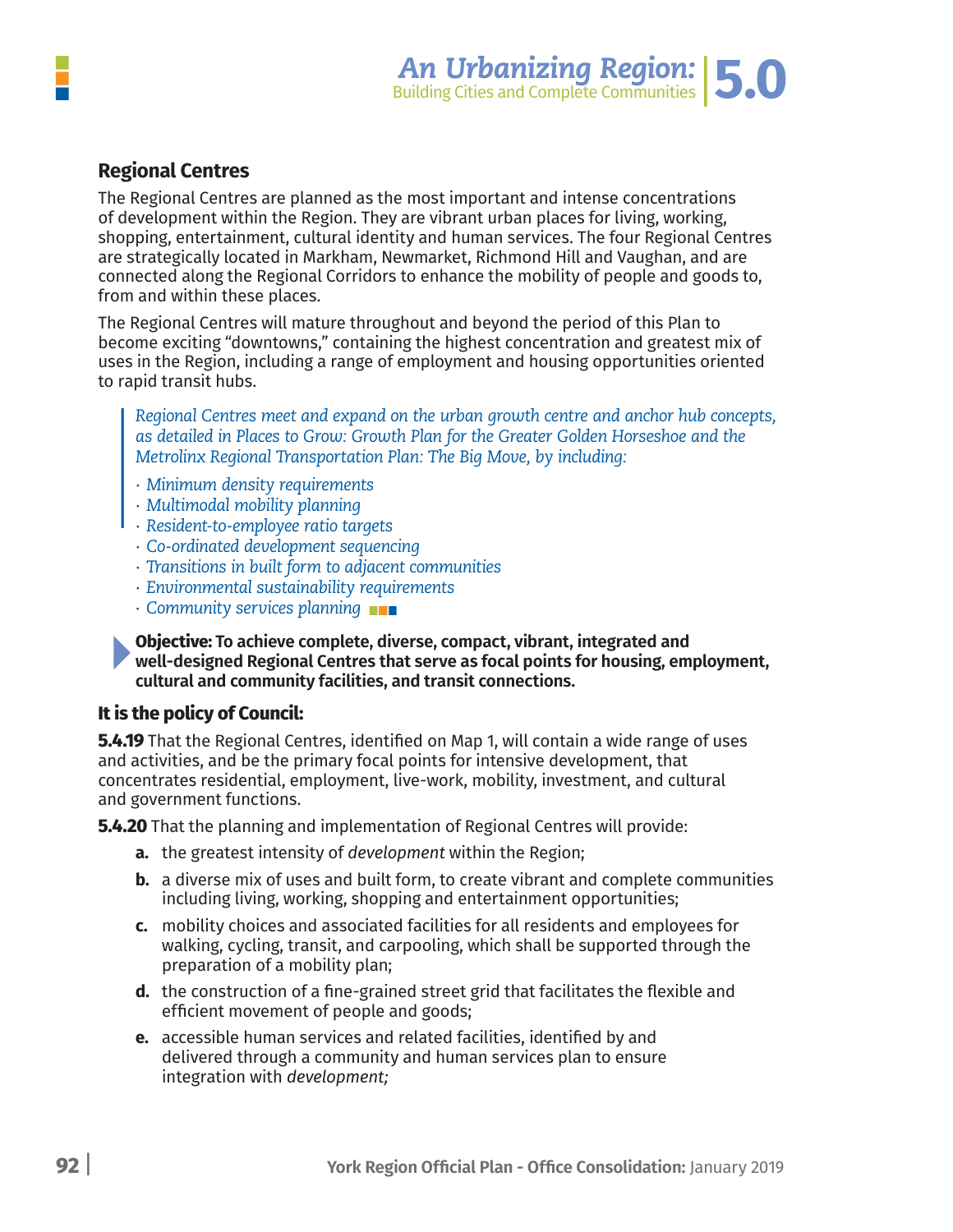## Regional Centres

The Regional Centres are planned as the most important and intense concentrations of development within the Region. They are vibrant urban places for living, working, shopping, entertainment, cultural identity and human services. The four Regional Centres are strategically located in Markham, Newmarket, Richmond Hill and Vaughan, and are connected along the Regional Corridors to enhance the mobility of people and goods to, from and within these places.

The Regional Centres will mature throughout and beyond the period of this Plan to become exciting "downtowns," containing the highest concentration and greatest mix of uses in the Region, including a range of employment and housing opportunities oriented to rapid transit hubs.

> *Regional Centres meet and expand on the urban growth centre and anchor hub concepts, as detailed in Places to Grow: Growth Plan for the Greater Golden Horseshoe and the Metrolinx Regional Transportation Plan: The Big Move, by including:*
>
> - *Minimum density requirements*
> - *Multimodal mobility planning*
> - *Resident-to-employee ratio targets*
> - *Co-ordinated development sequencing*
> - *Transitions in built form to adjacent communities*
> - *Environmental sustainability requirements*
> - *Community services planning*

**Objective: To achieve complete, diverse, compact, vibrant, integrated and well-designed Regional Centres that serve as focal points for housing, employment, cultural and community facilities, and transit connections.**

### It is the policy of Council:

**5.4.19** That the Regional Centres, identified on Map 1, will contain a wide range of uses and activities, and be the primary focal points for intensive development, that concentrates residential, employment, live-work, mobility, investment, and cultural and government functions.

**5.4.20** That the planning and implementation of Regional Centres will provide:

- **a.** the greatest intensity of *development* within the Region;
- **b.** a diverse mix of uses and built form, to create vibrant and complete communities including living, working, shopping and entertainment opportunities;
- **c.** mobility choices and associated facilities for all residents and employees for walking, cycling, transit, and carpooling, which shall be supported through the preparation of a mobility plan;
- **d.** the construction of a fine-grained street grid that facilitates the flexible and efficient movement of people and goods;
- **e.** accessible human services and related facilities, identified by and delivered through a community and human services plan to ensure integration with *development;*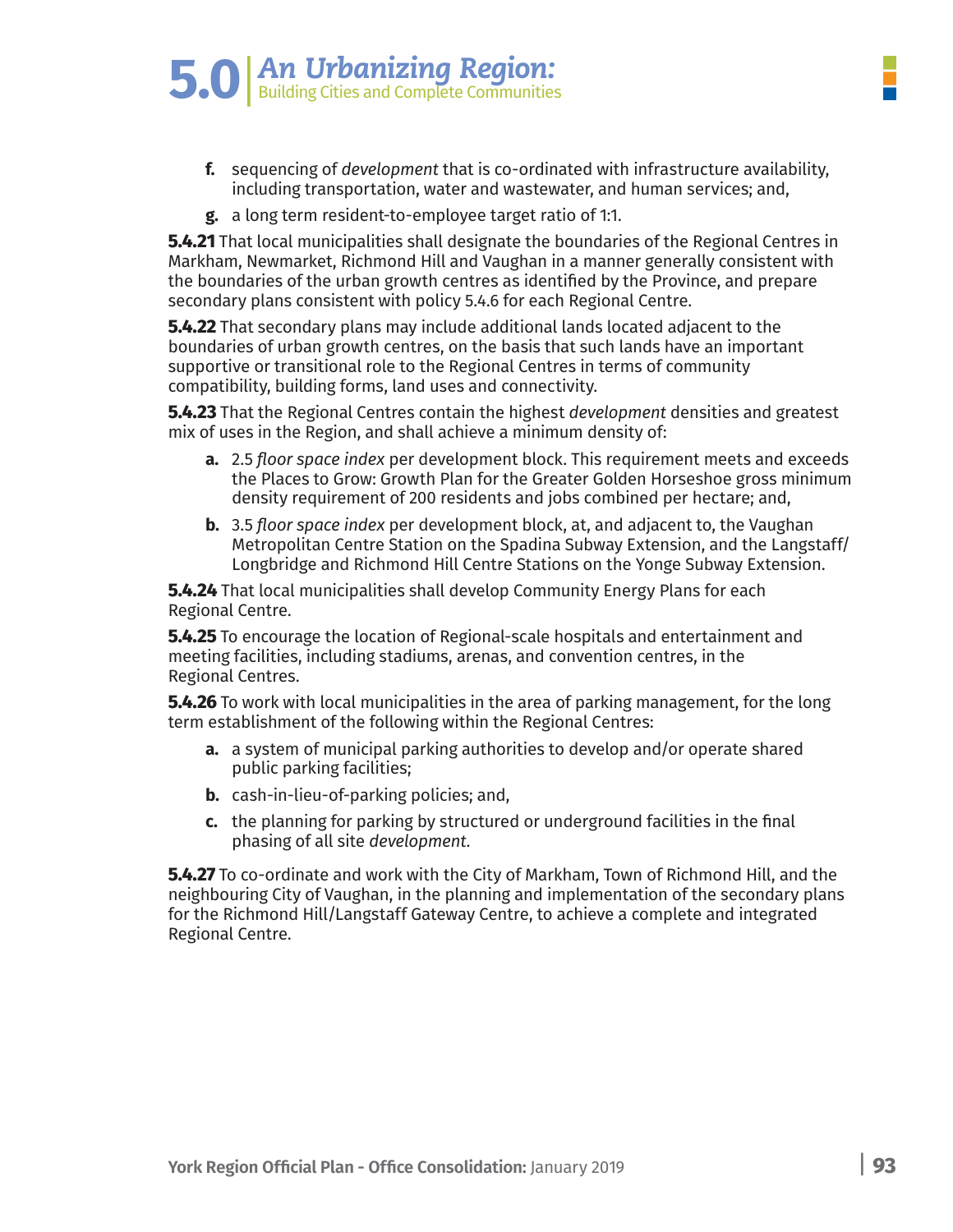f. sequencing of *development* that is co-ordinated with infrastructure availability, including transportation, water and wastewater, and human services; and,

g. a long term resident-to-employee target ratio of 1:1.

**5.4.21** That local municipalities shall designate the boundaries of the Regional Centres in Markham, Newmarket, Richmond Hill and Vaughan in a manner generally consistent with the boundaries of the urban growth centres as identified by the Province, and prepare secondary plans consistent with policy 5.4.6 for each Regional Centre.

**5.4.22** That secondary plans may include additional lands located adjacent to the boundaries of urban growth centres, on the basis that such lands have an important supportive or transitional role to the Regional Centres in terms of community compatibility, building forms, land uses and connectivity.

**5.4.23** That the Regional Centres contain the highest *development* densities and greatest mix of uses in the Region, and shall achieve a minimum density of:

a. 2.5 *floor space index* per development block. This requirement meets and exceeds the Places to Grow: Growth Plan for the Greater Golden Horseshoe gross minimum density requirement of 200 residents and jobs combined per hectare; and,

b. 3.5 *floor space index* per development block, at, and adjacent to, the Vaughan Metropolitan Centre Station on the Spadina Subway Extension, and the Langstaff/Longbridge and Richmond Hill Centre Stations on the Yonge Subway Extension.

**5.4.24** That local municipalities shall develop Community Energy Plans for each Regional Centre.

**5.4.25** To encourage the location of Regional-scale hospitals and entertainment and meeting facilities, including stadiums, arenas, and convention centres, in the Regional Centres.

**5.4.26** To work with local municipalities in the area of parking management, for the long term establishment of the following within the Regional Centres:

a. a system of municipal parking authorities to develop and/or operate shared public parking facilities;

b. cash-in-lieu-of-parking policies; and,

c. the planning for parking by structured or underground facilities in the final phasing of all site *development*.

**5.4.27** To co-ordinate and work with the City of Markham, Town of Richmond Hill, and the neighbouring City of Vaughan, in the planning and implementation of the secondary plans for the Richmond Hill/Langstaff Gateway Centre, to achieve a complete and integrated Regional Centre.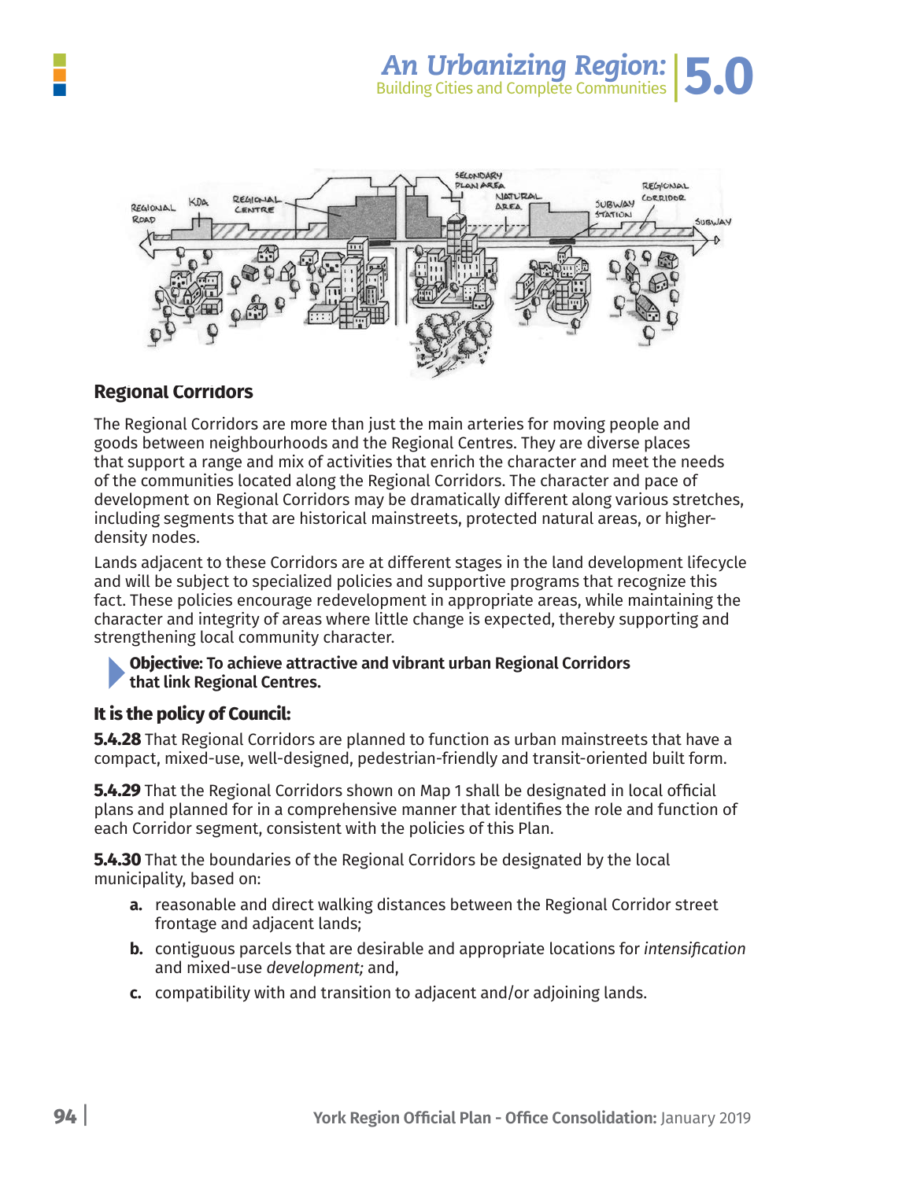## Regional Corridors

The Regional Corridors are more than just the main arteries for moving people and goods between neighbourhoods and the Regional Centres. They are diverse places that support a range and mix of activities that enrich the character and meet the needs of the communities located along the Regional Corridors. The character and pace of development on Regional Corridors may be dramatically different along various stretches, including segments that are historical mainstreets, protected natural areas, or higher-density nodes.

Lands adjacent to these Corridors are at different stages in the land development lifecycle and will be subject to specialized policies and supportive programs that recognize this fact. These policies encourage redevelopment in appropriate areas, while maintaining the character and integrity of areas where little change is expected, thereby supporting and strengthening local community character.

**Objective: To achieve attractive and vibrant urban Regional Corridors that link Regional Centres.**

### It is the policy of Council:

**5.4.28** That Regional Corridors are planned to function as urban mainstreets that have a compact, mixed-use, well-designed, pedestrian-friendly and transit-oriented built form.

**5.4.29** That the Regional Corridors shown on Map 1 shall be designated in local official plans and planned for in a comprehensive manner that identifies the role and function of each Corridor segment, consistent with the policies of this Plan.

**5.4.30** That the boundaries of the Regional Corridors be designated by the local municipality, based on:

- **a.** reasonable and direct walking distances between the Regional Corridor street frontage and adjacent lands;
- **b.** contiguous parcels that are desirable and appropriate locations for *intensification* and mixed-use *development;* and,
- **c.** compatibility with and transition to adjacent and/or adjoining lands.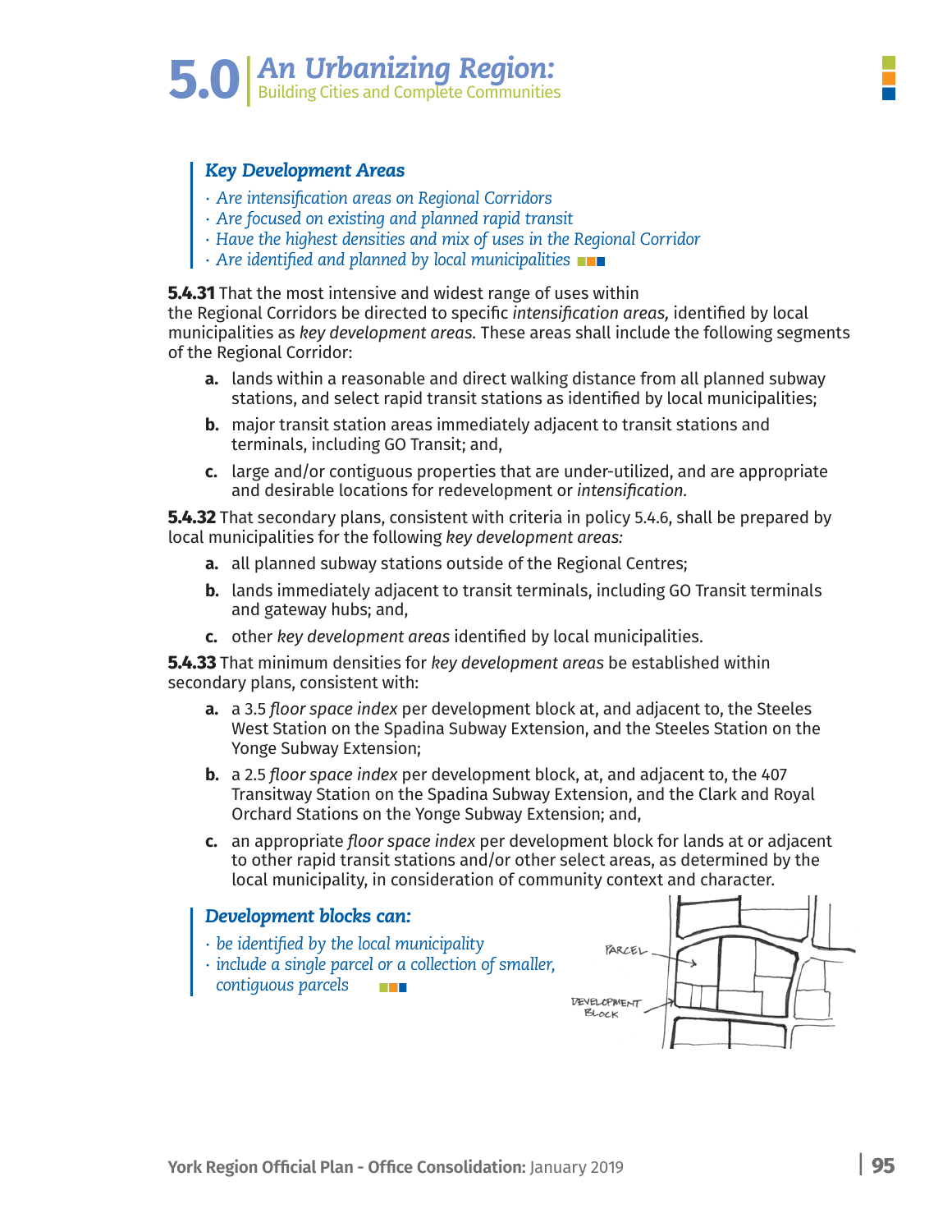### *Key Development Areas*

- *Are intensification areas on Regional Corridors*
- *Are focused on existing and planned rapid transit*
- *Have the highest densities and mix of uses in the Regional Corridor*
- *Are identified and planned by local municipalities*

**5.4.31** That the most intensive and widest range of uses within the Regional Corridors be directed to specific *intensification areas,* identified by local municipalities as *key development areas.* These areas shall include the following segments of the Regional Corridor:

**a.** lands within a reasonable and direct walking distance from all planned subway stations, and select rapid transit stations as identified by local municipalities;

**b.** major transit station areas immediately adjacent to transit stations and terminals, including GO Transit; and,

**c.** large and/or contiguous properties that are under-utilized, and are appropriate and desirable locations for redevelopment or *intensification.*

**5.4.32** That secondary plans, consistent with criteria in policy 5.4.6, shall be prepared by local municipalities for the following *key development areas:*

**a.** all planned subway stations outside of the Regional Centres;

**b.** lands immediately adjacent to transit terminals, including GO Transit terminals and gateway hubs; and,

**c.** other *key development areas* identified by local municipalities.

**5.4.33** That minimum densities for *key development areas* be established within secondary plans, consistent with:

**a.** a 3.5 *floor space index* per development block at, and adjacent to, the Steeles West Station on the Spadina Subway Extension, and the Steeles Station on the Yonge Subway Extension;

**b.** a 2.5 *floor space index* per development block, at, and adjacent to, the 407 Transitway Station on the Spadina Subway Extension, and the Clark and Royal Orchard Stations on the Yonge Subway Extension; and,

**c.** an appropriate *floor space index* per development block for lands at or adjacent to other rapid transit stations and/or other select areas, as determined by the local municipality, in consideration of community context and character.

### *Development blocks can:*

- *be identified by the local municipality*
- *include a single parcel or a collection of smaller, contiguous parcels*

PARCEL

DEVELOPMENT BLOCK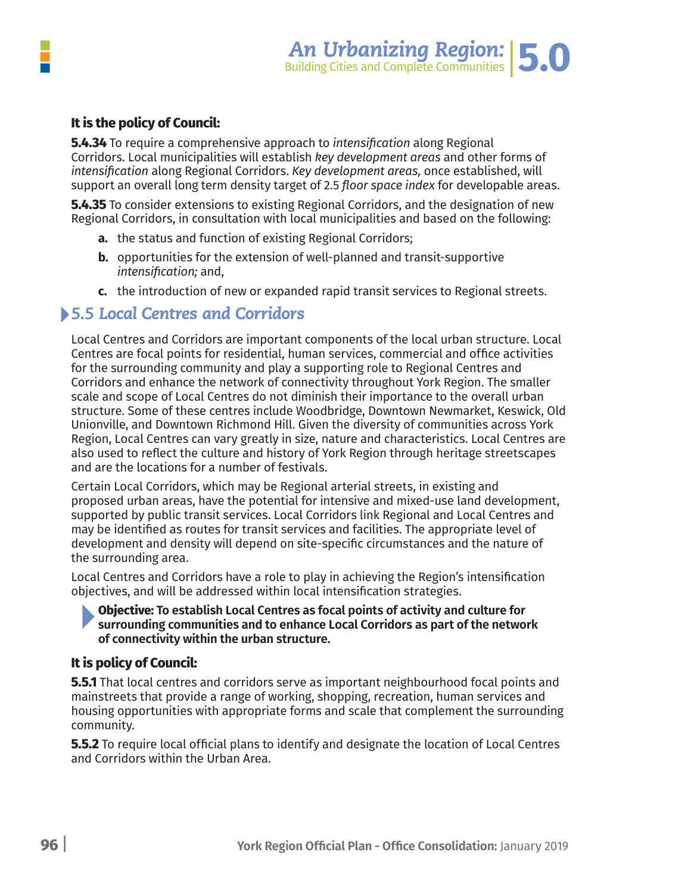**It is the policy of Council:**

**5.4.34** To require a comprehensive approach to *intensification* along Regional Corridors. Local municipalities will establish *key development areas* and other forms of *intensification* along Regional Corridors. *Key development areas,* once established, will support an overall long term density target of 2.5 *floor space index* for developable areas.

**5.4.35** To consider extensions to existing Regional Corridors, and the designation of new Regional Corridors, in consultation with local municipalities and based on the following:

- **a.** the status and function of existing Regional Corridors;
- **b.** opportunities for the extension of well-planned and transit-supportive *intensification;* and,
- **c.** the introduction of new or expanded rapid transit services to Regional streets.

## 5.5 Local Centres and Corridors

Local Centres and Corridors are important components of the local urban structure. Local Centres are focal points for residential, human services, commercial and office activities for the surrounding community and play a supporting role to Regional Centres and Corridors and enhance the network of connectivity throughout York Region. The smaller scale and scope of Local Centres do not diminish their importance to the overall urban structure. Some of these centres include Woodbridge, Downtown Newmarket, Keswick, Old Unionville, and Downtown Richmond Hill. Given the diversity of communities across York Region, Local Centres can vary greatly in size, nature and characteristics. Local Centres are also used to reflect the culture and history of York Region through heritage streetscapes and are the locations for a number of festivals.

Certain Local Corridors, which may be Regional arterial streets, in existing and proposed urban areas, have the potential for intensive and mixed-use land development, supported by public transit services. Local Corridors link Regional and Local Centres and may be identified as routes for transit services and facilities. The appropriate level of development and density will depend on site-specific circumstances and the nature of the surrounding area.

Local Centres and Corridors have a role to play in achieving the Region's intensification objectives, and will be addressed within local intensification strategies.

**Objective: To establish Local Centres as focal points of activity and culture for surrounding communities and to enhance Local Corridors as part of the network of connectivity within the urban structure.**

**It is policy of Council:**

**5.5.1** That local centres and corridors serve as important neighbourhood focal points and mainstreets that provide a range of working, shopping, recreation, human services and housing opportunities with appropriate forms and scale that complement the surrounding community.

**5.5.2** To require local official plans to identify and designate the location of Local Centres and Corridors within the Urban Area.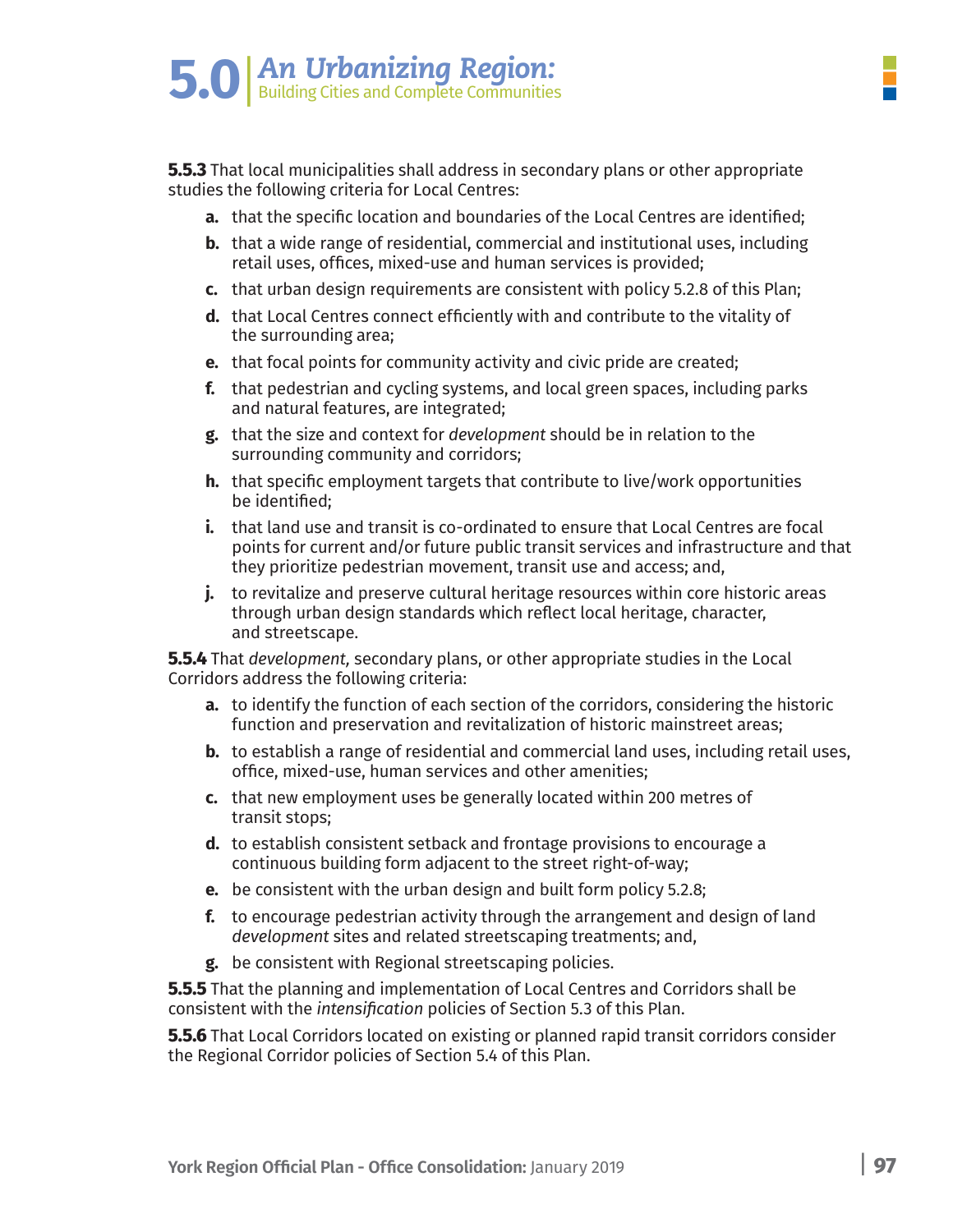**5.5.3** That local municipalities shall address in secondary plans or other appropriate studies the following criteria for Local Centres:

- **a.** that the specific location and boundaries of the Local Centres are identified;
- **b.** that a wide range of residential, commercial and institutional uses, including retail uses, offices, mixed-use and human services is provided;
- **c.** that urban design requirements are consistent with policy 5.2.8 of this Plan;
- **d.** that Local Centres connect efficiently with and contribute to the vitality of the surrounding area;
- **e.** that focal points for community activity and civic pride are created;
- **f.** that pedestrian and cycling systems, and local green spaces, including parks and natural features, are integrated;
- **g.** that the size and context for *development* should be in relation to the surrounding community and corridors;
- **h.** that specific employment targets that contribute to live/work opportunities be identified;
- **i.** that land use and transit is co-ordinated to ensure that Local Centres are focal points for current and/or future public transit services and infrastructure and that they prioritize pedestrian movement, transit use and access; and,
- **j.** to revitalize and preserve cultural heritage resources within core historic areas through urban design standards which reflect local heritage, character, and streetscape.

**5.5.4** That *development,* secondary plans, or other appropriate studies in the Local Corridors address the following criteria:

- **a.** to identify the function of each section of the corridors, considering the historic function and preservation and revitalization of historic mainstreet areas;
- **b.** to establish a range of residential and commercial land uses, including retail uses, office, mixed-use, human services and other amenities;
- **c.** that new employment uses be generally located within 200 metres of transit stops;
- **d.** to establish consistent setback and frontage provisions to encourage a continuous building form adjacent to the street right-of-way;
- **e.** be consistent with the urban design and built form policy 5.2.8;
- **f.** to encourage pedestrian activity through the arrangement and design of land *development* sites and related streetscaping treatments; and,
- **g.** be consistent with Regional streetscaping policies.

**5.5.5** That the planning and implementation of Local Centres and Corridors shall be consistent with the *intensification* policies of Section 5.3 of this Plan.

**5.5.6** That Local Corridors located on existing or planned rapid transit corridors consider the Regional Corridor policies of Section 5.4 of this Plan.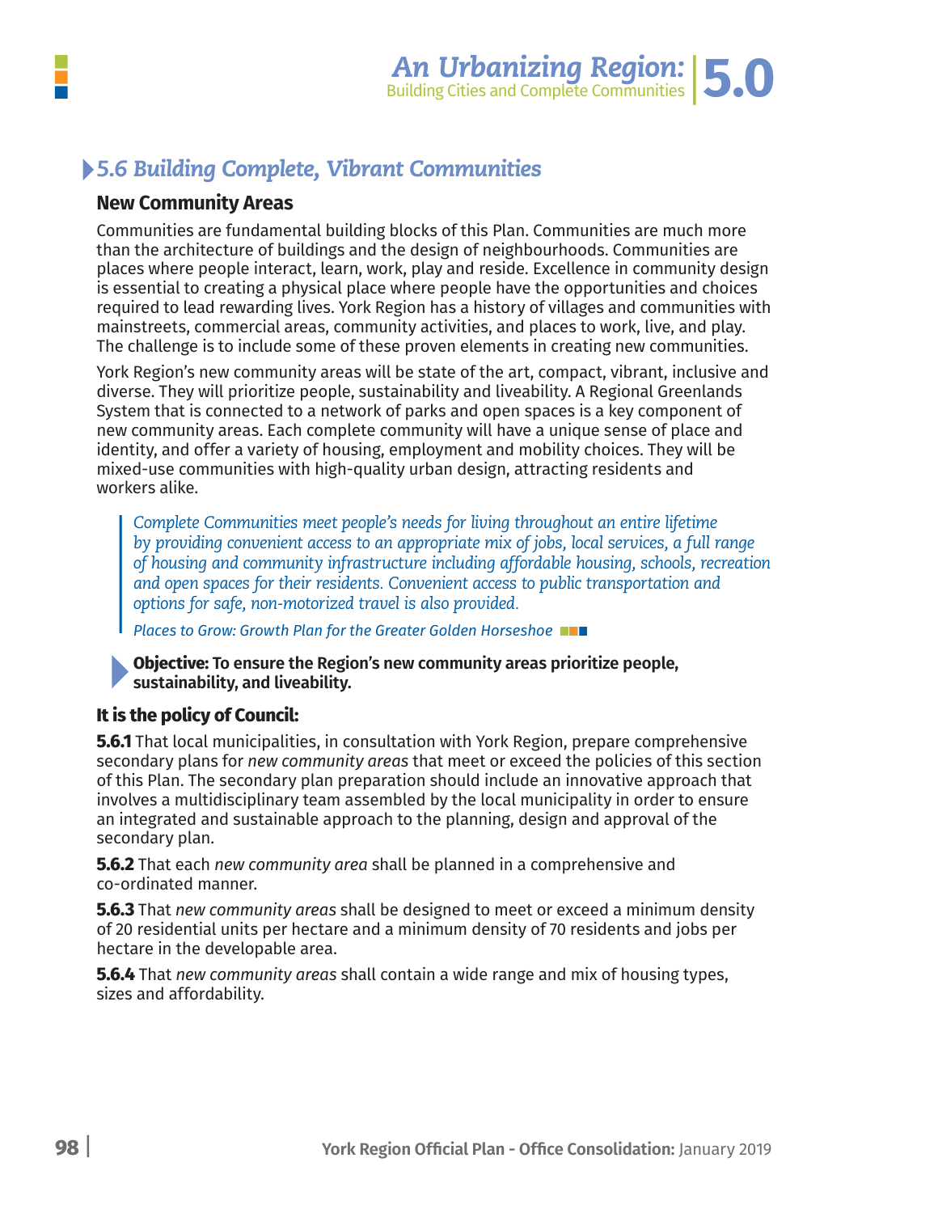## 5.6 Building Complete, Vibrant Communities

### New Community Areas

Communities are fundamental building blocks of this Plan. Communities are much more than the architecture of buildings and the design of neighbourhoods. Communities are places where people interact, learn, work, play and reside. Excellence in community design is essential to creating a physical place where people have the opportunities and choices required to lead rewarding lives. York Region has a history of villages and communities with mainstreets, commercial areas, community activities, and places to work, live, and play. The challenge is to include some of these proven elements in creating new communities.

York Region's new community areas will be state of the art, compact, vibrant, inclusive and diverse. They will prioritize people, sustainability and liveability. A Regional Greenlands System that is connected to a network of parks and open spaces is a key component of new community areas. Each complete community will have a unique sense of place and identity, and offer a variety of housing, employment and mobility choices. They will be mixed-use communities with high-quality urban design, attracting residents and workers alike.

> *Complete Communities meet people's needs for living throughout an entire lifetime by providing convenient access to an appropriate mix of jobs, local services, a full range of housing and community infrastructure including affordable housing, schools, recreation and open spaces for their residents. Convenient access to public transportation and options for safe, non-motorized travel is also provided.*
>
> *Places to Grow: Growth Plan for the Greater Golden Horseshoe*

**Objective: To ensure the Region's new community areas prioritize people, sustainability, and liveability.**

**It is the policy of Council:**

**5.6.1** That local municipalities, in consultation with York Region, prepare comprehensive secondary plans for *new community areas* that meet or exceed the policies of this section of this Plan. The secondary plan preparation should include an innovative approach that involves a multidisciplinary team assembled by the local municipality in order to ensure an integrated and sustainable approach to the planning, design and approval of the secondary plan.

**5.6.2** That each *new community area* shall be planned in a comprehensive and co-ordinated manner.

**5.6.3** That *new community areas* shall be designed to meet or exceed a minimum density of 20 residential units per hectare and a minimum density of 70 residents and jobs per hectare in the developable area.

**5.6.4** That *new community areas* shall contain a wide range and mix of housing types, sizes and affordability.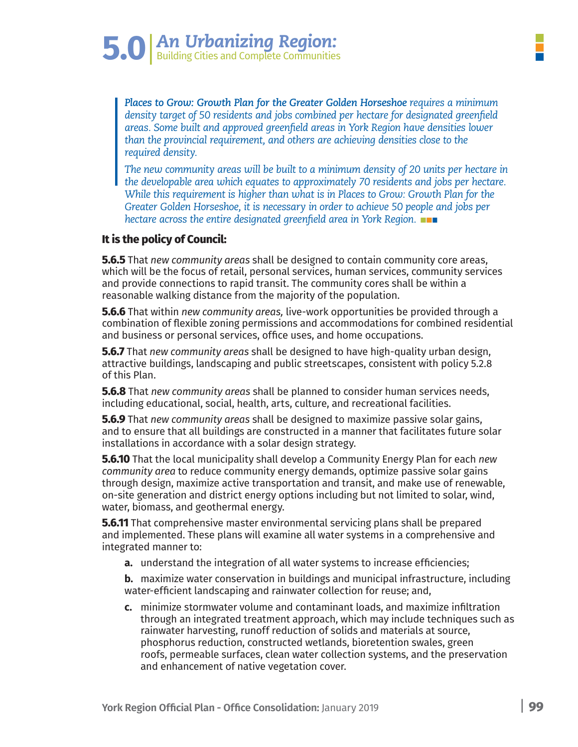*Places to Grow: Growth Plan for the Greater Golden Horseshoe requires a minimum density target of 50 residents and jobs combined per hectare for designated greenfield areas. Some built and approved greenfield areas in York Region have densities lower than the provincial requirement, and others are achieving densities close to the required density.*

*The new community areas will be built to a minimum density of 20 units per hectare in the developable area which equates to approximately 70 residents and jobs per hectare. While this requirement is higher than what is in Places to Grow: Growth Plan for the Greater Golden Horseshoe, it is necessary in order to achieve 50 people and jobs per hectare across the entire designated greenfield area in York Region.*

**It is the policy of Council:**

**5.6.5** That *new community areas* shall be designed to contain community core areas, which will be the focus of retail, personal services, human services, community services and provide connections to rapid transit. The community cores shall be within a reasonable walking distance from the majority of the population.

**5.6.6** That within *new community areas,* live-work opportunities be provided through a combination of flexible zoning permissions and accommodations for combined residential and business or personal services, office uses, and home occupations.

**5.6.7** That *new community areas* shall be designed to have high-quality urban design, attractive buildings, landscaping and public streetscapes, consistent with policy 5.2.8 of this Plan.

**5.6.8** That *new community areas* shall be planned to consider human services needs, including educational, social, health, arts, culture, and recreational facilities.

**5.6.9** That *new community areas* shall be designed to maximize passive solar gains, and to ensure that all buildings are constructed in a manner that facilitates future solar installations in accordance with a solar design strategy.

**5.6.10** That the local municipality shall develop a Community Energy Plan for each *new community area* to reduce community energy demands, optimize passive solar gains through design, maximize active transportation and transit, and make use of renewable, on-site generation and district energy options including but not limited to solar, wind, water, biomass, and geothermal energy.

**5.6.11** That comprehensive master environmental servicing plans shall be prepared and implemented. These plans will examine all water systems in a comprehensive and integrated manner to:

**a.** understand the integration of all water systems to increase efficiencies;

**b.** maximize water conservation in buildings and municipal infrastructure, including water-efficient landscaping and rainwater collection for reuse; and,

**c.** minimize stormwater volume and contaminant loads, and maximize infiltration through an integrated treatment approach, which may include techniques such as rainwater harvesting, runoff reduction of solids and materials at source, phosphorus reduction, constructed wetlands, bioretention swales, green roofs, permeable surfaces, clean water collection systems, and the preservation and enhancement of native vegetation cover.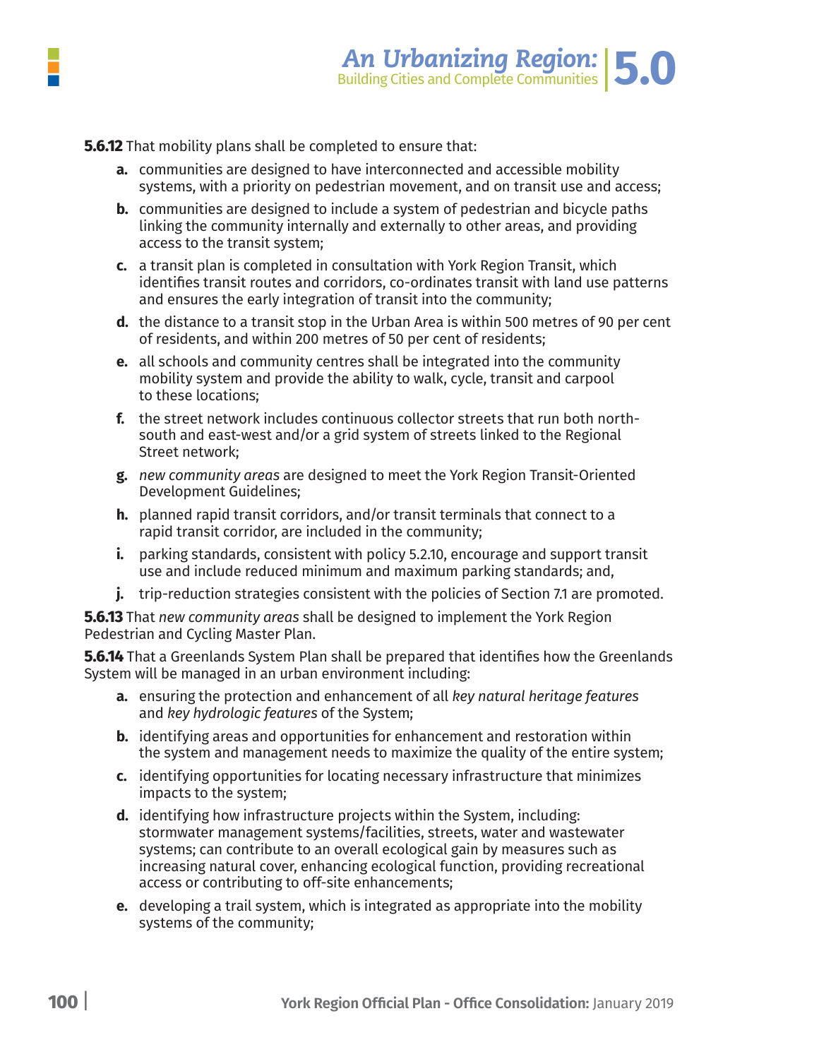**5.6.12** That mobility plans shall be completed to ensure that:

- **a.** communities are designed to have interconnected and accessible mobility systems, with a priority on pedestrian movement, and on transit use and access;
- **b.** communities are designed to include a system of pedestrian and bicycle paths linking the community internally and externally to other areas, and providing access to the transit system;
- **c.** a transit plan is completed in consultation with York Region Transit, which identifies transit routes and corridors, co-ordinates transit with land use patterns and ensures the early integration of transit into the community;
- **d.** the distance to a transit stop in the Urban Area is within 500 metres of 90 per cent of residents, and within 200 metres of 50 per cent of residents;
- **e.** all schools and community centres shall be integrated into the community mobility system and provide the ability to walk, cycle, transit and carpool to these locations;
- **f.** the street network includes continuous collector streets that run both north-south and east-west and/or a grid system of streets linked to the Regional Street network;
- **g.** *new community areas* are designed to meet the York Region Transit-Oriented Development Guidelines;
- **h.** planned rapid transit corridors, and/or transit terminals that connect to a rapid transit corridor, are included in the community;
- **i.** parking standards, consistent with policy 5.2.10, encourage and support transit use and include reduced minimum and maximum parking standards; and,
- **j.** trip-reduction strategies consistent with the policies of Section 7.1 are promoted.

**5.6.13** That *new community areas* shall be designed to implement the York Region Pedestrian and Cycling Master Plan.

**5.6.14** That a Greenlands System Plan shall be prepared that identifies how the Greenlands System will be managed in an urban environment including:

- **a.** ensuring the protection and enhancement of all *key natural heritage features* and *key hydrologic features* of the System;
- **b.** identifying areas and opportunities for enhancement and restoration within the system and management needs to maximize the quality of the entire system;
- **c.** identifying opportunities for locating necessary infrastructure that minimizes impacts to the system;
- **d.** identifying how infrastructure projects within the System, including: stormwater management systems/facilities, streets, water and wastewater systems; can contribute to an overall ecological gain by measures such as increasing natural cover, enhancing ecological function, providing recreational access or contributing to off-site enhancements;
- **e.** developing a trail system, which is integrated as appropriate into the mobility systems of the community;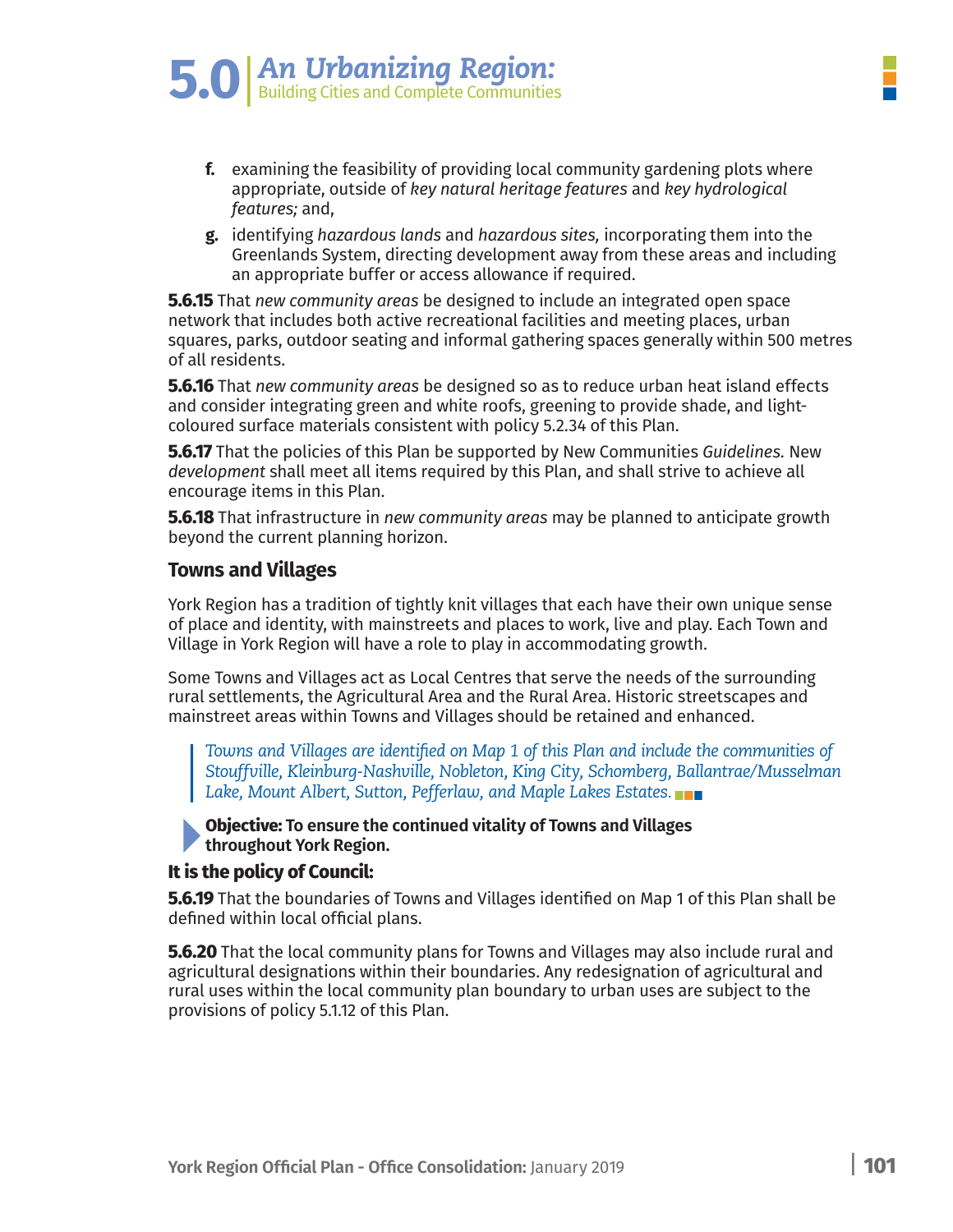f. examining the feasibility of providing local community gardening plots where appropriate, outside of *key natural heritage features* and *key hydrological features;* and,

g. identifying *hazardous lands* and *hazardous sites,* incorporating them into the Greenlands System, directing development away from these areas and including an appropriate buffer or access allowance if required.

**5.6.15** That *new community areas* be designed to include an integrated open space network that includes both active recreational facilities and meeting places, urban squares, parks, outdoor seating and informal gathering spaces generally within 500 metres of all residents.

**5.6.16** That *new community areas* be designed so as to reduce urban heat island effects and consider integrating green and white roofs, greening to provide shade, and light-coloured surface materials consistent with policy 5.2.34 of this Plan.

**5.6.17** That the policies of this Plan be supported by New Communities *Guidelines.* New *development* shall meet all items required by this Plan, and shall strive to achieve all encourage items in this Plan.

**5.6.18** That infrastructure in *new community areas* may be planned to anticipate growth beyond the current planning horizon.

## Towns and Villages

York Region has a tradition of tightly knit villages that each have their own unique sense of place and identity, with mainstreets and places to work, live and play. Each Town and Village in York Region will have a role to play in accommodating growth.

Some Towns and Villages act as Local Centres that serve the needs of the surrounding rural settlements, the Agricultural Area and the Rural Area. Historic streetscapes and mainstreet areas within Towns and Villages should be retained and enhanced.

> *Towns and Villages are identified on Map 1 of this Plan and include the communities of Stouffville, Kleinburg-Nashville, Nobleton, King City, Schomberg, Ballantrae/Musselman Lake, Mount Albert, Sutton, Pefferlaw, and Maple Lakes Estates.*

**Objective: To ensure the continued vitality of Towns and Villages throughout York Region.**

**It is the policy of Council:**

**5.6.19** That the boundaries of Towns and Villages identified on Map 1 of this Plan shall be defined within local official plans.

**5.6.20** That the local community plans for Towns and Villages may also include rural and agricultural designations within their boundaries. Any redesignation of agricultural and rural uses within the local community plan boundary to urban uses are subject to the provisions of policy 5.1.12 of this Plan.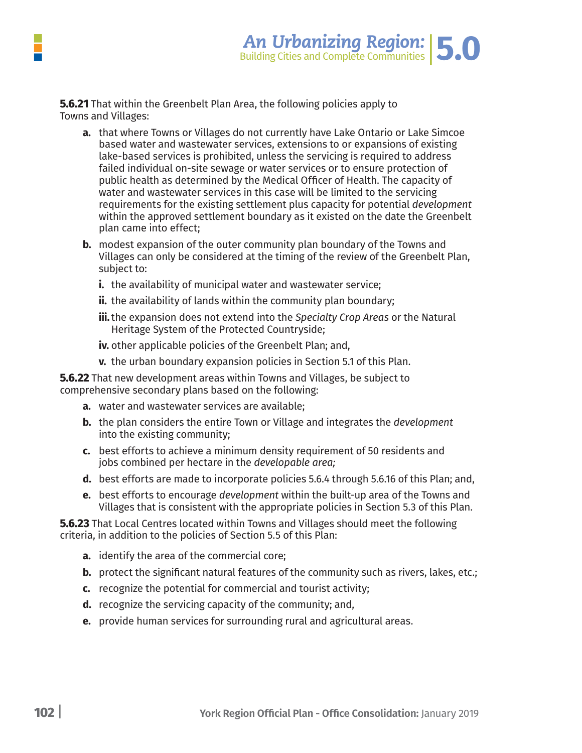**5.6.21** That within the Greenbelt Plan Area, the following policies apply to Towns and Villages:

- **a.** that where Towns or Villages do not currently have Lake Ontario or Lake Simcoe based water and wastewater services, extensions to or expansions of existing lake-based services is prohibited, unless the servicing is required to address failed individual on-site sewage or water services or to ensure protection of public health as determined by the Medical Officer of Health. The capacity of water and wastewater services in this case will be limited to the servicing requirements for the existing settlement plus capacity for potential *development* within the approved settlement boundary as it existed on the date the Greenbelt plan came into effect;
- **b.** modest expansion of the outer community plan boundary of the Towns and Villages can only be considered at the timing of the review of the Greenbelt Plan, subject to:
  - **i.** the availability of municipal water and wastewater service;
  - **ii.** the availability of lands within the community plan boundary;
  - **iii.** the expansion does not extend into the *Specialty Crop Areas* or the Natural Heritage System of the Protected Countryside;
  - **iv.** other applicable policies of the Greenbelt Plan; and,
  - **v.** the urban boundary expansion policies in Section 5.1 of this Plan.

**5.6.22** That new development areas within Towns and Villages, be subject to comprehensive secondary plans based on the following:

- **a.** water and wastewater services are available;
- **b.** the plan considers the entire Town or Village and integrates the *development* into the existing community;
- **c.** best efforts to achieve a minimum density requirement of 50 residents and jobs combined per hectare in the *developable area;*
- **d.** best efforts are made to incorporate policies 5.6.4 through 5.6.16 of this Plan; and,
- **e.** best efforts to encourage *development* within the built-up area of the Towns and Villages that is consistent with the appropriate policies in Section 5.3 of this Plan.

**5.6.23** That Local Centres located within Towns and Villages should meet the following criteria, in addition to the policies of Section 5.5 of this Plan:

- **a.** identify the area of the commercial core;
- **b.** protect the significant natural features of the community such as rivers, lakes, etc.;
- **c.** recognize the potential for commercial and tourist activity;
- **d.** recognize the servicing capacity of the community; and,
- **e.** provide human services for surrounding rural and agricultural areas.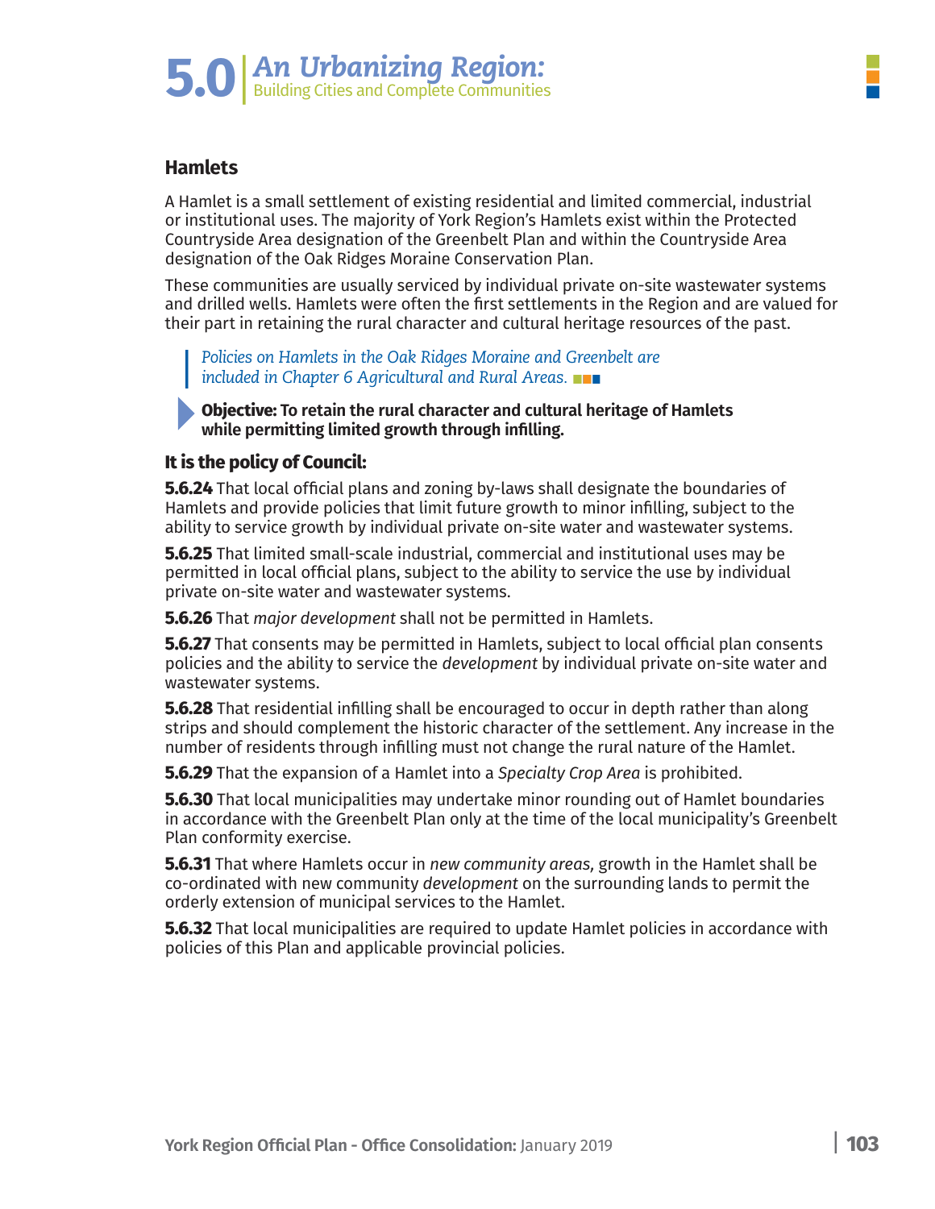## Hamlets

A Hamlet is a small settlement of existing residential and limited commercial, industrial or institutional uses. The majority of York Region's Hamlets exist within the Protected Countryside Area designation of the Greenbelt Plan and within the Countryside Area designation of the Oak Ridges Moraine Conservation Plan.

These communities are usually serviced by individual private on-site wastewater systems and drilled wells. Hamlets were often the first settlements in the Region and are valued for their part in retaining the rural character and cultural heritage resources of the past.

> *Policies on Hamlets in the Oak Ridges Moraine and Greenbelt are included in Chapter 6 Agricultural and Rural Areas.*

**Objective: To retain the rural character and cultural heritage of Hamlets while permitting limited growth through infilling.**

### It is the policy of Council:

**5.6.24** That local official plans and zoning by-laws shall designate the boundaries of Hamlets and provide policies that limit future growth to minor infilling, subject to the ability to service growth by individual private on-site water and wastewater systems.

**5.6.25** That limited small-scale industrial, commercial and institutional uses may be permitted in local official plans, subject to the ability to service the use by individual private on-site water and wastewater systems.

**5.6.26** That *major development* shall not be permitted in Hamlets.

**5.6.27** That consents may be permitted in Hamlets, subject to local official plan consents policies and the ability to service the *development* by individual private on-site water and wastewater systems.

**5.6.28** That residential infilling shall be encouraged to occur in depth rather than along strips and should complement the historic character of the settlement. Any increase in the number of residents through infilling must not change the rural nature of the Hamlet.

**5.6.29** That the expansion of a Hamlet into a *Specialty Crop Area* is prohibited.

**5.6.30** That local municipalities may undertake minor rounding out of Hamlet boundaries in accordance with the Greenbelt Plan only at the time of the local municipality's Greenbelt Plan conformity exercise.

**5.6.31** That where Hamlets occur in *new community areas,* growth in the Hamlet shall be co-ordinated with new community *development* on the surrounding lands to permit the orderly extension of municipal services to the Hamlet.

**5.6.32** That local municipalities are required to update Hamlet policies in accordance with policies of this Plan and applicable provincial policies.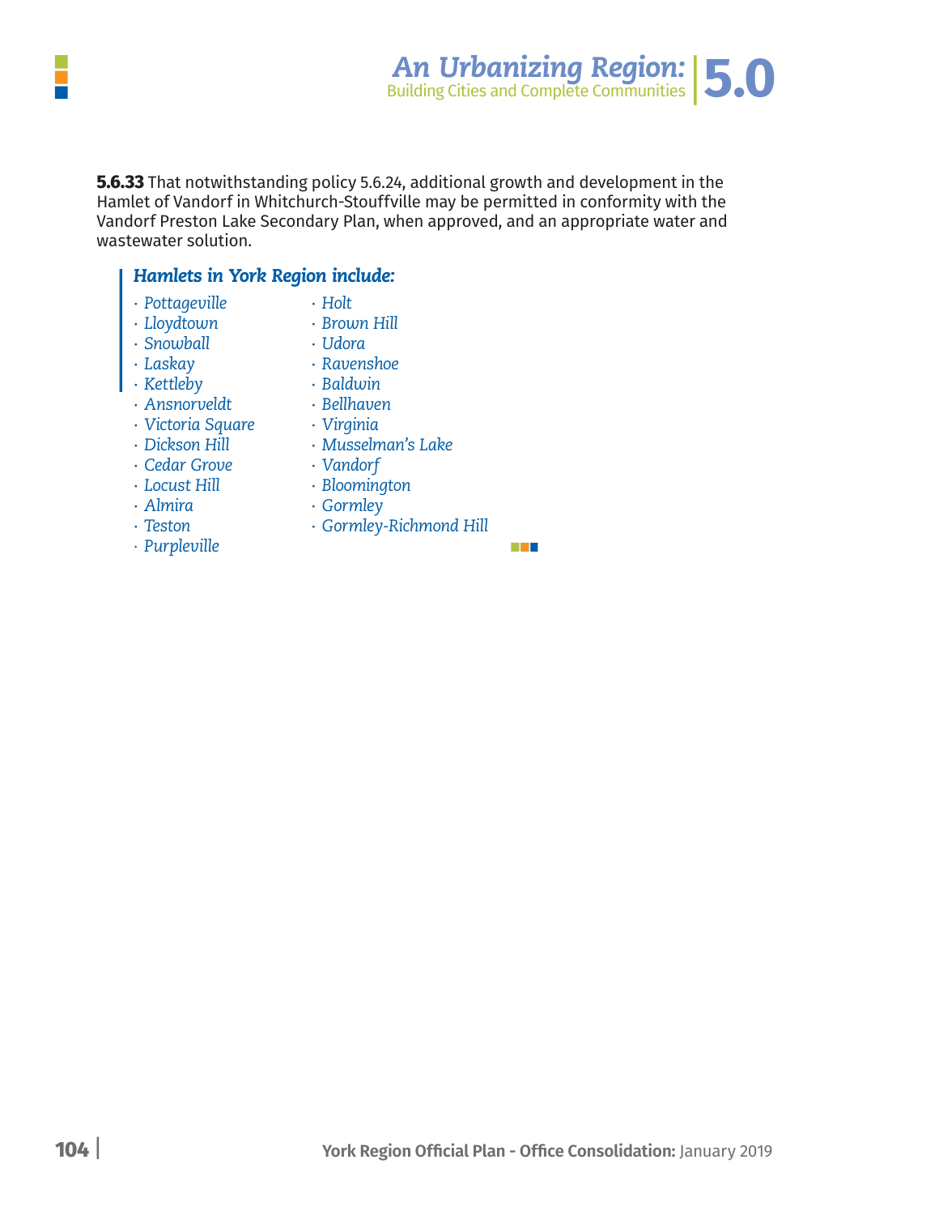**5.6.33** That notwithstanding policy 5.6.24, additional growth and development in the Hamlet of Vandorf in Whitchurch-Stouffville may be permitted in conformity with the Vandorf Preston Lake Secondary Plan, when approved, and an appropriate water and wastewater solution.

***Hamlets in York Region include:***

- *Pottageville*
- *Lloydtown*
- *Snowball*
- *Laskay*
- *Kettleby*
- *Ansnorveldt*
- *Victoria Square*
- *Dickson Hill*
- *Cedar Grove*
- *Locust Hill*
- *Almira*
- *Teston*
- *Purpleville*
- *Holt*
- *Brown Hill*
- *Udora*
- *Ravenshoe*
- *Baldwin*
- *Bellhaven*
- *Virginia*
- *Musselman's Lake*
- *Vandorf*
- *Bloomington*
- *Gormley*
- *Gormley-Richmond Hill*